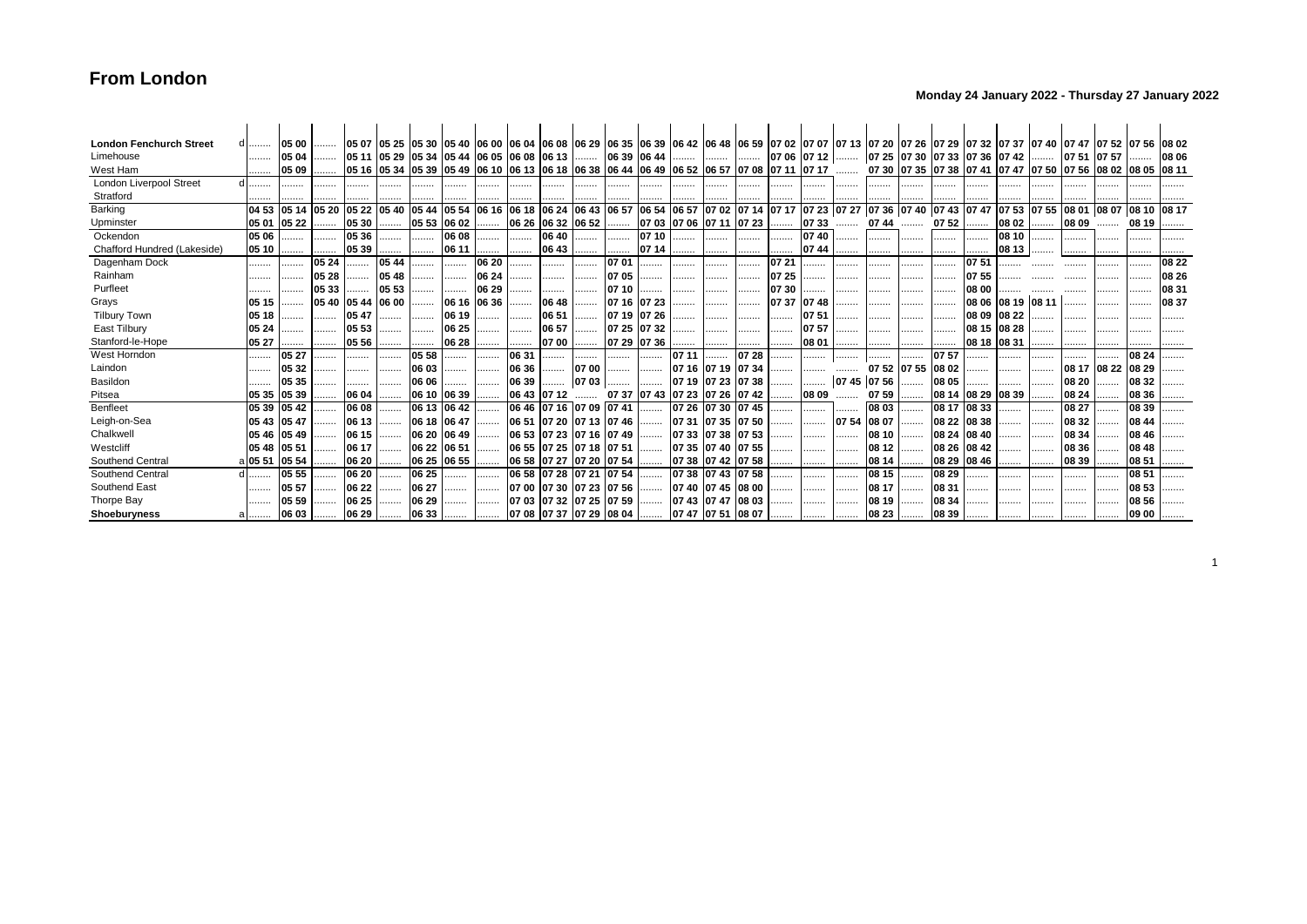# From London

**Monday 24 January 2022 - Thursday 27 January 2022**

| Station | | | | | | | | | | | | | | | | | | | | | | | | | | | | | | |
|---|---|---|---|---|---|---|---|---|---|---|---|---|---|---|---|---|---|---|---|---|---|---|---|---|---|---|---|---|---|---|
| **London Fenchurch Street** | d | | 05 00 | | 05 07 | 05 25 | 05 30 | 05 40 | 06 00 | 06 04 | 06 08 | 06 29 | 06 35 | 06 39 | 06 42 | 06 48 | 06 59 | 07 02 | 07 07 | 07 13 | 07 20 | 07 26 | 07 29 | 07 32 | 07 37 | 07 40 | 07 47 | 07 52 | 07 56 | 08 02 |
| Limehouse | | | 05 04 | | 05 11 | 05 29 | 05 34 | 05 44 | 06 05 | 06 08 | 06 13 | | 06 39 | 06 44 | | | | 07 06 | 07 12 | | 07 25 | 07 30 | 07 33 | 07 36 | 07 42 | | 07 51 | 07 57 | | 08 06 |
| West Ham | | | 05 09 | | 05 16 | 05 34 | 05 39 | 05 49 | 06 10 | 06 13 | 06 18 | 06 38 | 06 44 | 06 49 | 06 52 | 06 57 | 07 08 | 07 11 | 07 17 | | 07 30 | 07 35 | 07 38 | 07 41 | 07 47 | 07 50 | 07 56 | 08 02 | 08 05 | 08 11 |
| London Liverpool Street | d | | | | | | | | | | | | | | | | | | | | | | | | | | | | | |
| Stratford | | | | | | | | | | | | | | | | | | | | | | | | | | | | | | |
| Barking | | 04 53 | 05 14 | 05 20 | 05 22 | 05 40 | 05 44 | 05 54 | 06 16 | 06 18 | 06 24 | 06 43 | 06 57 | 06 54 | 06 57 | 07 02 | 07 14 | 07 17 | 07 23 | 07 27 | 07 36 | 07 40 | 07 43 | 07 47 | 07 53 | 07 55 | 08 01 | 08 07 | 08 10 | 08 17 |
| Upminster | | 05 01 | 05 22 | | 05 30 | | 05 53 | 06 02 | | 06 26 | 06 32 | 06 52 | | 07 03 | 07 06 | 07 11 | 07 23 | | 07 33 | | 07 44 | | 07 52 | | 08 02 | | 08 09 | | 08 19 | |
| Ockendon | | 05 06 | | | 05 36 | | | 06 08 | | | 06 40 | | | 07 10 | | | | | 07 40 | | | | | | 08 10 | | | | | |
| Chafford Hundred (Lakeside) | | 05 10 | | | 05 39 | | | 06 11 | | | 06 43 | | | 07 14 | | | | | 07 44 | | | | | | 08 13 | | | | | |
| Dagenham Dock | | | | 05 24 | | 05 44 | | | 06 20 | | | | 07 01 | | | | | 07 21 | | | | | | 07 51 | | | | | | 08 22 |
| Rainham | | | | 05 28 | | 05 48 | | | 06 24 | | | | 07 05 | | | | | 07 25 | | | | | | 07 55 | | | | | | 08 26 |
| Purfleet | | | | 05 33 | | 05 53 | | | 06 29 | | | | 07 10 | | | | | 07 30 | | | | | | 08 00 | | | | | | 08 31 |
| Grays | | 05 15 | | 05 40 | 05 44 | 06 00 | | 06 16 | 06 36 | | 06 48 | | 07 16 | 07 23 | | | | 07 37 | 07 48 | | | | | 08 06 | 08 19 | 08 11 | | | | 08 37 |
| Tilbury Town | | 05 18 | | | 05 47 | | | 06 19 | | | 06 51 | | 07 19 | 07 26 | | | | | 07 51 | | | | | 08 09 | 08 22 | | | | | |
| East Tilbury | | 05 24 | | | 05 53 | | | 06 25 | | | 06 57 | | 07 25 | 07 32 | | | | | 07 57 | | | | | 08 15 | 08 28 | | | | | |
| Stanford-le-Hope | | 05 27 | | | 05 56 | | | 06 28 | | | 07 00 | | 07 29 | 07 36 | | | | | 08 01 | | | | | 08 18 | 08 31 | | | | | |
| West Horndon | | | 05 27 | | | | 05 58 | | | 06 31 | | | | | 07 11 | | 07 28 | | | | | | 07 57 | | | | | | 08 24 | |
| Laindon | | | 05 32 | | | | 06 03 | | | 06 36 | | 07 00 | | | 07 16 | 07 19 | 07 34 | | | | 07 52 | 07 55 | 08 02 | | | | 08 17 | 08 22 | 08 29 | |
| Basildon | | | 05 35 | | | | 06 06 | | | 06 39 | | 07 03 | | | 07 19 | 07 23 | 07 38 | | | 07 45 | 07 56 | | 08 05 | | | | 08 20 | | 08 32 | |
| Pitsea | | 05 35 | 05 39 | | 06 04 | | 06 10 | 06 39 | | 06 43 | 07 12 | | 07 37 | 07 43 | 07 23 | 07 26 | 07 42 | | 08 09 | | 07 59 | | 08 14 | 08 29 | 08 39 | | 08 24 | | 08 36 | |
| Benfleet | | 05 39 | 05 42 | | 06 08 | | 06 13 | 06 42 | | 06 46 | 07 16 | 07 09 | 07 41 | | 07 26 | 07 30 | 07 45 | | | | 08 03 | | 08 17 | 08 33 | | | 08 27 | | 08 39 | |
| Leigh-on-Sea | | 05 43 | 05 47 | | 06 13 | | 06 18 | 06 47 | | 06 51 | 07 20 | 07 13 | 07 46 | | 07 31 | 07 35 | 07 50 | | | 07 54 | 08 07 | | 08 22 | 08 38 | | | 08 32 | | 08 44 | |
| Chalkwell | | 05 46 | 05 49 | | 06 15 | | 06 20 | 06 49 | | 06 53 | 07 23 | 07 16 | 07 49 | | 07 33 | 07 38 | 07 53 | | | | 08 10 | | 08 24 | 08 40 | | | 08 34 | | 08 46 | |
| Westcliff | | 05 48 | 05 51 | | 06 17 | | 06 22 | 06 51 | | 06 55 | 07 25 | 07 18 | 07 51 | | 07 35 | 07 40 | 07 55 | | | | 08 12 | | 08 26 | 08 42 | | | 08 36 | | 08 48 | |
| Southend Central | a | 05 51 | 05 54 | | 06 20 | | 06 25 | 06 55 | | 06 58 | 07 27 | 07 20 | 07 54 | | 07 38 | 07 42 | 07 58 | | | | 08 14 | | 08 29 | 08 46 | | | 08 39 | | 08 51 | |
| Southend Central | d | | 05 55 | | 06 20 | | 06 25 | | | 06 58 | 07 28 | 07 21 | 07 54 | | 07 38 | 07 43 | 07 58 | | | | 08 15 | | 08 29 | | | | | | 08 51 | |
| Southend East | | | 05 57 | | 06 22 | | 06 27 | | | 07 00 | 07 30 | 07 23 | 07 56 | | 07 40 | 07 45 | 08 00 | | | | 08 17 | | 08 31 | | | | | | 08 53 | |
| Thorpe Bay | | | 05 59 | | 06 25 | | 06 29 | | | 07 03 | 07 32 | 07 25 | 07 59 | | 07 43 | 07 47 | 08 03 | | | | 08 19 | | 08 34 | | | | | | 08 56 | |
| **Shoeburyness** | a | | 06 03 | | 06 29 | | 06 33 | | | 07 08 | 07 37 | 07 29 | 08 04 | | 07 47 | 07 51 | 08 07 | | | | 08 23 | | 08 39 | | | | | | 09 00 | |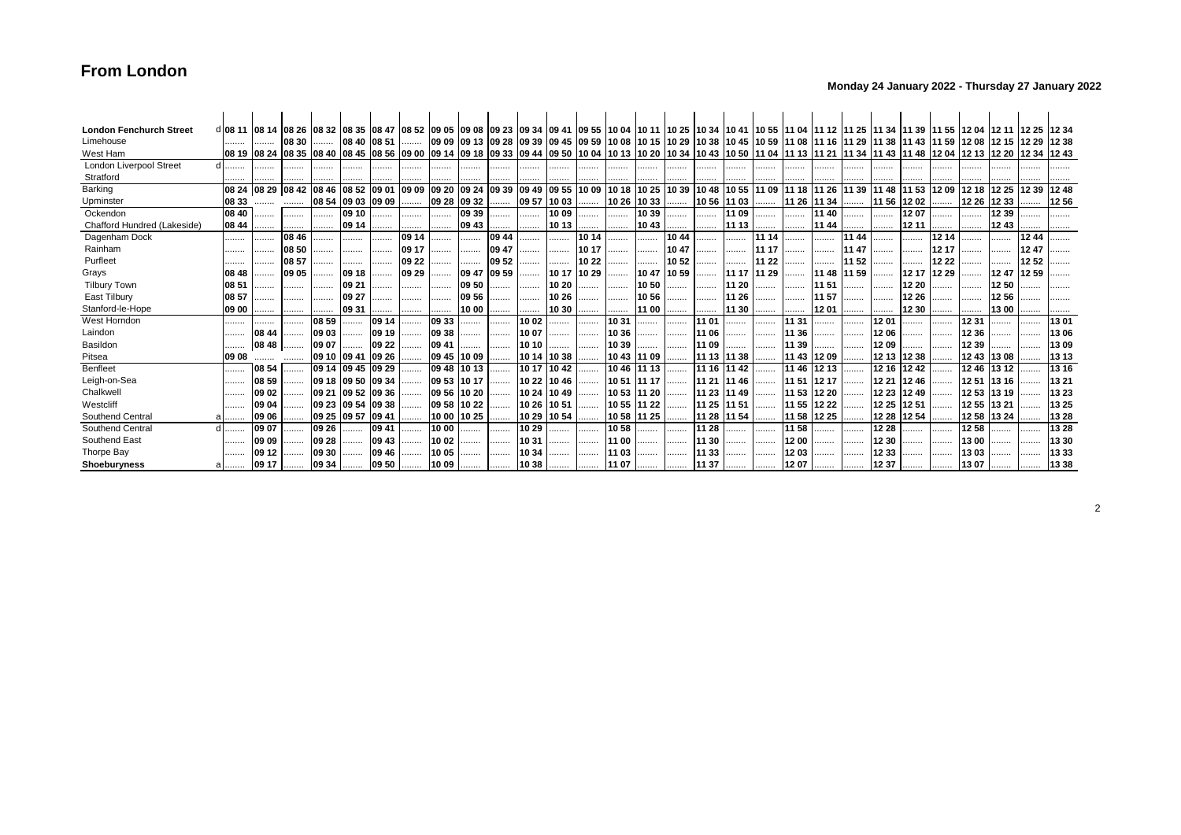# From London

**Monday 24 January 2022 - Thursday 27 January 2022**

| Station | | | | | | | | | | | | | | | | | | | | | | | | | | | | | |
|---|---|---|---|---|---|---|---|---|---|---|---|---|---|---|---|---|---|---|---|---|---|---|---|---|---|---|---|---|---|
| **London Fenchurch Street** d | 08 11 | 08 14 | 08 26 | 08 32 | 08 35 | 08 47 | 08 52 | 09 05 | 09 08 | 09 23 | 09 34 | 09 41 | 09 55 | 10 04 | 10 11 | 10 25 | 10 34 | 10 41 | 10 55 | 11 04 | 11 12 | 11 25 | 11 34 | 11 39 | 11 55 | 12 04 | 12 11 | 12 25 | 12 34 |
| Limehouse | ...... | ...... | 08 30 | ...... | 08 40 | 08 51 | ...... | 09 09 | 09 13 | 09 28 | 09 39 | 09 45 | 09 59 | 10 08 | 10 15 | 10 29 | 10 38 | 10 45 | 10 59 | 11 08 | 11 16 | 11 29 | 11 38 | 11 43 | 11 59 | 12 08 | 12 15 | 12 29 | 12 38 |
| West Ham | 08 19 | 08 24 | 08 35 | 08 40 | 08 45 | 08 56 | 09 00 | 09 14 | 09 18 | 09 33 | 09 44 | 09 50 | 10 04 | 10 13 | 10 20 | 10 34 | 10 43 | 10 50 | 11 04 | 11 13 | 11 21 | 11 34 | 11 43 | 11 48 | 12 04 | 12 13 | 12 20 | 12 34 | 12 43 |
| London Liverpool Street d | ...... | ...... | ...... | ...... | ...... | ...... | ...... | ...... | ...... | ...... | ...... | ...... | ...... | ...... | ...... | ...... | ...... | ...... | ...... | ...... | ...... | ...... | ...... | ...... | ...... | ...... | ...... | ...... | ...... |
| Stratford | ...... | ...... | ...... | ...... | ...... | ...... | ...... | ...... | ...... | ...... | ...... | ...... | ...... | ...... | ...... | ...... | ...... | ...... | ...... | ...... | ...... | ...... | ...... | ...... | ...... | ...... | ...... | ...... | ...... |
| Barking | 08 24 | 08 29 | 08 42 | 08 46 | 08 52 | 09 01 | 09 09 | 09 20 | 09 24 | 09 39 | 09 49 | 09 55 | 10 09 | 10 18 | 10 25 | 10 39 | 10 48 | 10 55 | 11 09 | 11 18 | 11 26 | 11 39 | 11 48 | 11 53 | 12 09 | 12 18 | 12 25 | 12 39 | 12 48 |
| Upminster | 08 33 | ...... | ...... | 08 54 | 09 03 | 09 09 | ...... | 09 28 | 09 32 | ...... | 09 57 | 10 03 | ...... | 10 26 | 10 33 | ...... | 10 56 | 11 03 | ...... | 11 26 | 11 34 | ...... | 11 56 | 12 02 | ...... | 12 26 | 12 33 | ...... | 12 56 |
| Ockendon | 08 40 | ...... | ...... | ...... | 09 10 | ...... | ...... | ...... | 09 39 | ...... | ...... | 10 09 | ...... | ...... | 10 39 | ...... | ...... | 11 09 | ...... | ...... | 11 40 | ...... | ...... | 12 07 | ...... | ...... | 12 39 | ...... | ...... |
| Chafford Hundred (Lakeside) | 08 44 | ...... | ...... | ...... | 09 14 | ...... | ...... | ...... | 09 43 | ...... | ...... | 10 13 | ...... | ...... | 10 43 | ...... | ...... | 11 13 | ...... | ...... | 11 44 | ...... | ...... | 12 11 | ...... | ...... | 12 43 | ...... | ...... |
| Dagenham Dock | ...... | ...... | 08 46 | ...... | ...... | ...... | 09 14 | ...... | ...... | 09 44 | ...... | ...... | 10 14 | ...... | ...... | 10 44 | ...... | ...... | 11 14 | ...... | ...... | 11 44 | ...... | ...... | 12 14 | ...... | ...... | 12 44 | ...... |
| Rainham | ...... | ...... | 08 50 | ...... | ...... | ...... | 09 17 | ...... | ...... | 09 47 | ...... | ...... | 10 17 | ...... | ...... | 10 47 | ...... | ...... | 11 17 | ...... | ...... | 11 47 | ...... | ...... | 12 17 | ...... | ...... | 12 47 | ...... |
| Purfleet | ...... | ...... | 08 57 | ...... | ...... | ...... | 09 22 | ...... | ...... | 09 52 | ...... | ...... | 10 22 | ...... | ...... | 10 52 | ...... | ...... | 11 22 | ...... | ...... | 11 52 | ...... | ...... | 12 22 | ...... | ...... | 12 52 | ...... |
| Grays | 08 48 | ...... | 09 05 | ...... | 09 18 | ...... | 09 29 | ...... | 09 47 | 09 59 | ...... | 10 17 | 10 29 | ...... | 10 47 | 10 59 | ...... | 11 17 | 11 29 | ...... | 11 48 | 11 59 | ...... | 12 17 | 12 29 | ...... | 12 47 | 12 59 | ...... |
| Tilbury Town | 08 51 | ...... | ...... | ...... | 09 21 | ...... | ...... | ...... | 09 50 | ...... | ...... | 10 20 | ...... | ...... | 10 50 | ...... | ...... | 11 20 | ...... | ...... | 11 51 | ...... | ...... | 12 20 | ...... | ...... | 12 50 | ...... | ...... |
| East Tilbury | 08 57 | ...... | ...... | ...... | 09 27 | ...... | ...... | ...... | 09 56 | ...... | ...... | 10 26 | ...... | ...... | 10 56 | ...... | ...... | 11 26 | ...... | ...... | 11 57 | ...... | ...... | 12 26 | ...... | ...... | 12 56 | ...... | ...... |
| Stanford-le-Hope | 09 00 | ...... | ...... | ...... | 09 31 | ...... | ...... | ...... | 10 00 | ...... | ...... | 10 30 | ...... | ...... | 11 00 | ...... | ...... | 11 30 | ...... | ...... | 12 01 | ...... | ...... | 12 30 | ...... | ...... | 13 00 | ...... | ...... |
| West Horndon | ...... | ...... | ...... | 08 59 | ...... | 09 14 | ...... | 09 33 | ...... | ...... | 10 02 | ...... | ...... | 10 31 | ...... | ...... | 11 01 | ...... | ...... | 11 31 | ...... | ...... | 12 01 | ...... | ...... | 12 31 | ...... | ...... | 13 01 |
| Laindon | ...... | 08 44 | ...... | 09 03 | ...... | 09 19 | ...... | 09 38 | ...... | ...... | 10 07 | ...... | ...... | 10 36 | ...... | ...... | 11 06 | ...... | ...... | 11 36 | ...... | ...... | 12 06 | ...... | ...... | 12 36 | ...... | ...... | 13 06 |
| Basildon | ...... | 08 48 | ...... | 09 07 | ...... | 09 22 | ...... | 09 41 | ...... | ...... | 10 10 | ...... | ...... | 10 39 | ...... | ...... | 11 09 | ...... | ...... | 11 39 | ...... | ...... | 12 09 | ...... | ...... | 12 39 | ...... | ...... | 13 09 |
| Pitsea | 09 08 | ...... | ...... | 09 10 | 09 41 | 09 26 | ...... | 09 45 | 10 09 | ...... | 10 14 | 10 38 | ...... | 10 43 | 11 09 | ...... | 11 13 | 11 38 | ...... | 11 43 | 12 09 | ...... | 12 13 | 12 38 | ...... | 12 43 | 13 08 | ...... | 13 13 |
| Benfleet | ...... | 08 54 | ...... | 09 14 | 09 45 | 09 29 | ...... | 09 48 | 10 13 | ...... | 10 17 | 10 42 | ...... | 10 46 | 11 13 | ...... | 11 16 | 11 42 | ...... | 11 46 | 12 13 | ...... | 12 16 | 12 42 | ...... | 12 46 | 13 12 | ...... | 13 16 |
| Leigh-on-Sea | ...... | 08 59 | ...... | 09 18 | 09 50 | 09 34 | ...... | 09 53 | 10 17 | ...... | 10 22 | 10 46 | ...... | 10 51 | 11 17 | ...... | 11 21 | 11 46 | ...... | 11 51 | 12 17 | ...... | 12 21 | 12 46 | ...... | 12 51 | 13 16 | ...... | 13 21 |
| Chalkwell | ...... | 09 02 | ...... | 09 21 | 09 52 | 09 36 | ...... | 09 56 | 10 20 | ...... | 10 24 | 10 49 | ...... | 10 53 | 11 20 | ...... | 11 23 | 11 49 | ...... | 11 53 | 12 20 | ...... | 12 23 | 12 49 | ...... | 12 53 | 13 19 | ...... | 13 23 |
| Westcliff | ...... | 09 04 | ...... | 09 23 | 09 54 | 09 38 | ...... | 09 58 | 10 22 | ...... | 10 26 | 10 51 | ...... | 10 55 | 11 22 | ...... | 11 25 | 11 51 | ...... | 11 55 | 12 22 | ...... | 12 25 | 12 51 | ...... | 12 55 | 13 21 | ...... | 13 25 |
| Southend Central a | ...... | 09 06 | ...... | 09 25 | 09 57 | 09 41 | ...... | 10 00 | 10 25 | ...... | 10 29 | 10 54 | ...... | 10 58 | 11 25 | ...... | 11 28 | 11 54 | ...... | 11 58 | 12 25 | ...... | 12 28 | 12 54 | ...... | 12 58 | 13 24 | ...... | 13 28 |
| Southend Central d | ...... | 09 07 | ...... | 09 26 | ...... | 09 41 | ...... | 10 00 | ...... | ...... | 10 29 | ...... | ...... | 10 58 | ...... | ...... | 11 28 | ...... | ...... | 11 58 | ...... | ...... | 12 28 | ...... | ...... | 12 58 | ...... | ...... | 13 28 |
| Southend East | ...... | 09 09 | ...... | 09 28 | ...... | 09 43 | ...... | 10 02 | ...... | ...... | 10 31 | ...... | ...... | 11 00 | ...... | ...... | 11 30 | ...... | ...... | 12 00 | ...... | ...... | 12 30 | ...... | ...... | 13 00 | ...... | ...... | 13 30 |
| Thorpe Bay | ...... | 09 12 | ...... | 09 30 | ...... | 09 46 | ...... | 10 05 | ...... | ...... | 10 34 | ...... | ...... | 11 03 | ...... | ...... | 11 33 | ...... | ...... | 12 03 | ...... | ...... | 12 33 | ...... | ...... | 13 03 | ...... | ...... | 13 33 |
| **Shoeburyness** a | ...... | 09 17 | ...... | 09 34 | ...... | 09 50 | ...... | 10 09 | ...... | ...... | 10 38 | ...... | ...... | 11 07 | ...... | ...... | 11 37 | ...... | ...... | 12 07 | ...... | ...... | 12 37 | ...... | ...... | 13 07 | ...... | ...... | 13 38 |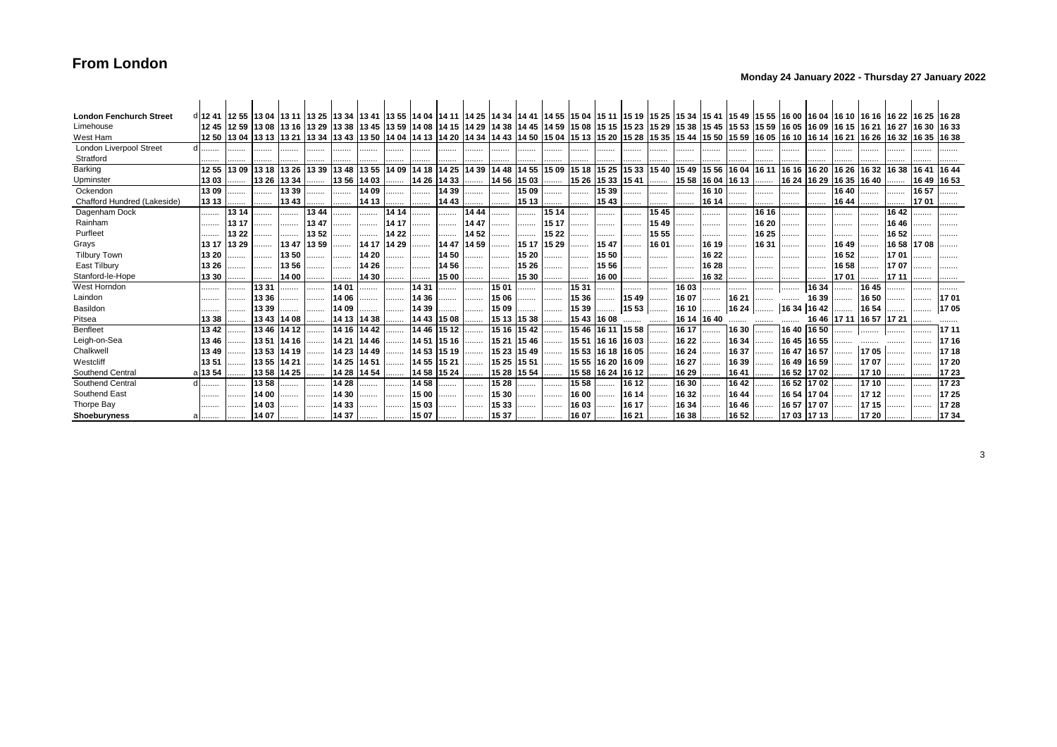# From London

**Monday 24 January 2022 - Thursday 27 January 2022**

| Station | | | | | | | | | | | | | | | | | | | | | | | | | | | | | | |
|---|---|---|---|---|---|---|---|---|---|---|---|---|---|---|---|---|---|---|---|---|---|---|---|---|---|---|---|---|---|---|
| **London Fenchurch Street** | d | 12 41 | 12 55 | 13 04 | 13 11 | 13 25 | 13 34 | 13 41 | 13 55 | 14 04 | 14 11 | 14 25 | 14 34 | 14 41 | 14 55 | 15 04 | 15 11 | 15 19 | 15 25 | 15 34 | 15 41 | 15 49 | 15 55 | 16 00 | 16 04 | 16 10 | 16 16 | 16 22 | 16 25 | 16 28 |
| Limehouse | | 12 45 | 12 59 | 13 08 | 13 16 | 13 29 | 13 38 | 13 45 | 13 59 | 14 08 | 14 15 | 14 29 | 14 38 | 14 45 | 14 59 | 15 08 | 15 15 | 15 23 | 15 29 | 15 38 | 15 45 | 15 53 | 15 59 | 16 05 | 16 09 | 16 15 | 16 21 | 16 27 | 16 30 | 16 33 |
| West Ham | | 12 50 | 13 04 | 13 13 | 13 21 | 13 34 | 13 43 | 13 50 | 14 04 | 14 13 | 14 20 | 14 34 | 14 43 | 14 50 | 15 04 | 15 13 | 15 20 | 15 28 | 15 35 | 15 44 | 15 50 | 15 59 | 16 05 | 16 10 | 16 14 | 16 21 | 16 26 | 16 32 | 16 35 | 16 38 |
| London Liverpool Street | d | ........ | ........ | ........ | ........ | ........ | ........ | ........ | ........ | ........ | ........ | ........ | ........ | ........ | ........ | ........ | ........ | ........ | ........ | ........ | ........ | ........ | ........ | ........ | ........ | ........ | ........ | ........ | ........ | ........ |
| Stratford | | ........ | ........ | ........ | ........ | ........ | ........ | ........ | ........ | ........ | ........ | ........ | ........ | ........ | ........ | ........ | ........ | ........ | ........ | ........ | ........ | ........ | ........ | ........ | ........ | ........ | ........ | ........ | ........ | ........ |
| Barking | | 12 55 | 13 09 | 13 18 | 13 26 | 13 39 | 13 48 | 13 55 | 14 09 | 14 18 | 14 25 | 14 39 | 14 48 | 14 55 | 15 09 | 15 18 | 15 25 | 15 33 | 15 40 | 15 49 | 15 56 | 16 04 | 16 11 | 16 16 | 16 20 | 16 26 | 16 32 | 16 38 | 16 41 | 16 44 |
| Upminster | | 13 03 | ........ | 13 26 | 13 34 | ........ | 13 56 | 14 03 | ........ | 14 26 | 14 33 | ........ | 14 56 | 15 03 | ........ | 15 26 | 15 33 | 15 41 | ........ | 15 58 | 16 04 | 16 13 | ........ | 16 24 | 16 29 | 16 35 | 16 40 | ........ | 16 49 | 16 53 |
| Ockendon | | 13 09 | ........ | ........ | 13 39 | ........ | ........ | 14 09 | ........ | ........ | 14 39 | ........ | ........ | 15 09 | ........ | ........ | 15 39 | ........ | ........ | ........ | 16 10 | ........ | ........ | ........ | ........ | 16 40 | ........ | ........ | 16 57 | ........ |
| Chafford Hundred (Lakeside) | | 13 13 | ........ | ........ | 13 43 | ........ | ........ | 14 13 | ........ | ........ | 14 43 | ........ | ........ | 15 13 | ........ | ........ | 15 43 | ........ | ........ | ........ | 16 14 | ........ | ........ | ........ | ........ | 16 44 | ........ | ........ | 17 01 | ........ |
| Dagenham Dock | | ........ | 13 14 | ........ | ........ | 13 44 | ........ | ........ | 14 14 | ........ | ........ | 14 44 | ........ | ........ | 15 14 | ........ | ........ | ........ | 15 45 | ........ | ........ | ........ | 16 16 | ........ | ........ | ........ | ........ | 16 42 | ........ | ........ |
| Rainham | | ........ | 13 17 | ........ | ........ | 13 47 | ........ | ........ | 14 17 | ........ | ........ | 14 47 | ........ | ........ | 15 17 | ........ | ........ | ........ | 15 49 | ........ | ........ | ........ | 16 20 | ........ | ........ | ........ | ........ | 16 46 | ........ | ........ |
| Purfleet | | ........ | 13 22 | ........ | ........ | 13 52 | ........ | ........ | 14 22 | ........ | ........ | 14 52 | ........ | ........ | 15 22 | ........ | ........ | ........ | 15 55 | ........ | ........ | ........ | 16 25 | ........ | ........ | ........ | ........ | 16 52 | ........ | ........ |
| Grays | | 13 17 | 13 29 | ........ | 13 47 | 13 59 | ........ | 14 17 | 14 29 | ........ | 14 47 | 14 59 | ........ | 15 17 | 15 29 | ........ | 15 47 | ........ | 16 01 | ........ | 16 19 | ........ | 16 31 | ........ | ........ | 16 49 | ........ | 16 58 | 17 08 | ........ |
| Tilbury Town | | 13 20 | ........ | ........ | 13 50 | ........ | ........ | 14 20 | ........ | ........ | 14 50 | ........ | ........ | 15 20 | ........ | ........ | 15 50 | ........ | ........ | ........ | 16 22 | ........ | ........ | ........ | ........ | 16 52 | ........ | 17 01 | ........ | ........ |
| East Tilbury | | 13 26 | ........ | ........ | 13 56 | ........ | ........ | 14 26 | ........ | ........ | 14 56 | ........ | ........ | 15 26 | ........ | ........ | 15 56 | ........ | ........ | ........ | 16 28 | ........ | ........ | ........ | ........ | 16 58 | ........ | 17 07 | ........ | ........ |
| Stanford-le-Hope | | 13 30 | ........ | ........ | 14 00 | ........ | ........ | 14 30 | ........ | ........ | 15 00 | ........ | ........ | 15 30 | ........ | ........ | 16 00 | ........ | ........ | ........ | 16 32 | ........ | ........ | ........ | ........ | 17 01 | ........ | 17 11 | ........ | ........ |
| West Horndon | | ........ | ........ | 13 31 | ........ | ........ | 14 01 | ........ | ........ | 14 31 | ........ | ........ | 15 01 | ........ | ........ | 15 31 | ........ | ........ | ........ | 16 03 | ........ | ........ | ........ | ........ | 16 34 | ........ | 16 45 | ........ | ........ | ........ |
| Laindon | | ........ | ........ | 13 36 | ........ | ........ | 14 06 | ........ | ........ | 14 36 | ........ | ........ | 15 06 | ........ | ........ | 15 36 | ........ | 15 49 | ........ | 16 07 | ........ | 16 21 | ........ | ........ | 16 39 | ........ | 16 50 | ........ | ........ | 17 01 |
| Basildon | | ........ | ........ | 13 39 | ........ | ........ | 14 09 | ........ | ........ | 14 39 | ........ | ........ | 15 09 | ........ | ........ | 15 39 | ........ | 15 53 | ........ | 16 10 | ........ | 16 24 | ........ | 16 34 | 16 42 | ........ | 16 54 | ........ | ........ | 17 05 |
| Pitsea | | 13 38 | ........ | 13 43 | 14 08 | ........ | 14 13 | 14 38 | ........ | 14 43 | 15 08 | ........ | 15 13 | 15 38 | ........ | 15 43 | 16 08 | ........ | ........ | 16 14 | 16 40 | ........ | ........ | ........ | 16 46 | 17 11 | 16 57 | 17 21 | ........ | ........ |
| Benfleet | | 13 42 | ........ | 13 46 | 14 12 | ........ | 14 16 | 14 42 | ........ | 14 46 | 15 12 | ........ | 15 16 | 15 42 | ........ | 15 46 | 16 11 | 15 58 | ........ | 16 17 | ........ | 16 30 | ........ | 16 40 | 16 50 | ........ | ........ | ........ | ........ | 17 11 |
| Leigh-on-Sea | | 13 46 | ........ | 13 51 | 14 16 | ........ | 14 21 | 14 46 | ........ | 14 51 | 15 16 | ........ | 15 21 | 15 46 | ........ | 15 51 | 16 16 | 16 03 | ........ | 16 22 | ........ | 16 34 | ........ | 16 45 | 16 55 | ........ | ........ | ........ | ........ | 17 16 |
| Chalkwell | | 13 49 | ........ | 13 53 | 14 19 | ........ | 14 23 | 14 49 | ........ | 14 53 | 15 19 | ........ | 15 23 | 15 49 | ........ | 15 53 | 16 18 | 16 05 | ........ | 16 24 | ........ | 16 37 | ........ | 16 47 | 16 57 | ........ | 17 05 | ........ | ........ | 17 18 |
| Westcliff | | 13 51 | ........ | 13 55 | 14 21 | ........ | 14 25 | 14 51 | ........ | 14 55 | 15 21 | ........ | 15 25 | 15 51 | ........ | 15 55 | 16 20 | 16 09 | ........ | 16 27 | ........ | 16 39 | ........ | 16 49 | 16 59 | ........ | 17 07 | ........ | ........ | 17 20 |
| Southend Central | a | 13 54 | ........ | 13 58 | 14 25 | ........ | 14 28 | 14 54 | ........ | 14 58 | 15 24 | ........ | 15 28 | 15 54 | ........ | 15 58 | 16 24 | 16 12 | ........ | 16 29 | ........ | 16 41 | ........ | 16 52 | 17 02 | ........ | 17 10 | ........ | ........ | 17 23 |
| Southend Central | d | ........ | ........ | 13 58 | ........ | ........ | 14 28 | ........ | ........ | 14 58 | ........ | ........ | 15 28 | ........ | ........ | 15 58 | ........ | 16 12 | ........ | 16 30 | ........ | 16 42 | ........ | 16 52 | 17 02 | ........ | 17 10 | ........ | ........ | 17 23 |
| Southend East | | ........ | ........ | 14 00 | ........ | ........ | 14 30 | ........ | ........ | 15 00 | ........ | ........ | 15 30 | ........ | ........ | 16 00 | ........ | 16 14 | ........ | 16 32 | ........ | 16 44 | ........ | 16 54 | 17 04 | ........ | 17 12 | ........ | ........ | 17 25 |
| Thorpe Bay | | ........ | ........ | 14 03 | ........ | ........ | 14 33 | ........ | ........ | 15 03 | ........ | ........ | 15 33 | ........ | ........ | 16 03 | ........ | 16 17 | ........ | 16 34 | ........ | 16 46 | ........ | 16 57 | 17 07 | ........ | 17 15 | ........ | ........ | 17 28 |
| **Shoeburyness** | a | ........ | ........ | 14 07 | ........ | ........ | 14 37 | ........ | ........ | 15 07 | ........ | ........ | 15 37 | ........ | ........ | 16 07 | ........ | 16 21 | ........ | 16 38 | ........ | 16 52 | ........ | 17 03 | 17 13 | ........ | 17 20 | ........ | ........ | 17 34 |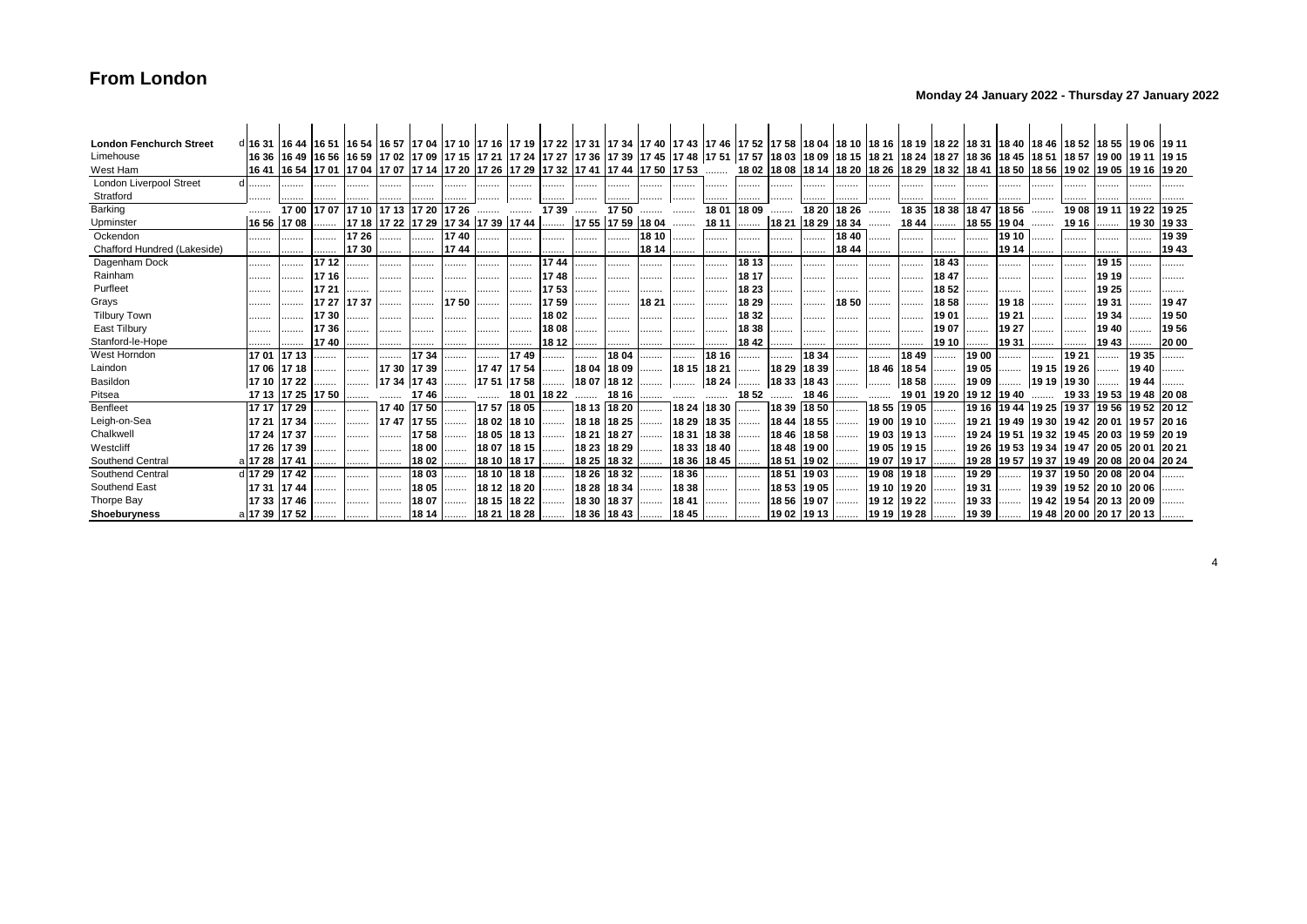# From London

**Monday 24 January 2022 - Thursday 27 January 2022**

| Station | | | | | | | | | | | | | | | | | | | | | | | | | | | | | | |
|---|---|---|---|---|---|---|---|---|---|---|---|---|---|---|---|---|---|---|---|---|---|---|---|---|---|---|---|---|---|---|
| **London Fenchurch Street** | d | 16 31 | 16 44 | 16 51 | 16 54 | 16 57 | 17 04 | 17 10 | 17 16 | 17 19 | 17 22 | 17 31 | 17 34 | 17 40 | 17 43 | 17 46 | 17 52 | 17 58 | 18 04 | 18 10 | 18 16 | 18 19 | 18 22 | 18 31 | 18 40 | 18 46 | 18 52 | 18 55 | 19 06 | 19 11 |
| Limehouse | | 16 36 | 16 49 | 16 56 | 16 59 | 17 02 | 17 09 | 17 15 | 17 21 | 17 24 | 17 27 | 17 36 | 17 39 | 17 45 | 17 48 | 17 51 | 17 57 | 18 03 | 18 09 | 18 15 | 18 21 | 18 24 | 18 27 | 18 36 | 18 45 | 18 51 | 18 57 | 19 00 | 19 11 | 19 15 |
| West Ham | | 16 41 | 16 54 | 17 01 | 17 04 | 17 07 | 17 14 | 17 20 | 17 26 | 17 29 | 17 32 | 17 41 | 17 44 | 17 50 | 17 53 | | 18 02 | 18 08 | 18 14 | 18 20 | 18 26 | 18 29 | 18 32 | 18 41 | 18 50 | 18 56 | 19 02 | 19 05 | 19 16 | 19 20 |
| London Liverpool Street | d | | | | | | | | | | | | | | | | | | | | | | | | | | | | | |
| Stratford | | | | | | | | | | | | | | | | | | | | | | | | | | | | | | |
| Barking | | | 17 00 | 17 07 | 17 10 | 17 13 | 17 20 | 17 26 | | | 17 39 | | 17 50 | | | 18 01 | 18 09 | | 18 20 | 18 26 | | 18 35 | 18 38 | 18 47 | 18 56 | | 19 08 | 19 11 | 19 22 | 19 25 |
| Upminster | | 16 56 | 17 08 | | 17 18 | 17 22 | 17 29 | 17 34 | 17 39 | 17 44 | | 17 55 | 17 59 | 18 04 | | 18 11 | | 18 21 | 18 29 | 18 34 | | 18 44 | | 18 55 | 19 04 | | 19 16 | | 19 30 | 19 33 |
| Ockendon | | | | | 17 26 | | | 17 40 | | | | | | 18 10 | | | | | | 18 40 | | | | | 19 10 | | | | | 19 39 |
| Chafford Hundred (Lakeside) | | | | | 17 30 | | | 17 44 | | | | | | 18 14 | | | | | | 18 44 | | | | | 19 14 | | | | | 19 43 |
| Dagenham Dock | | | | 17 12 | | | | | | | 17 44 | | | | | | 18 13 | | | | | | 18 43 | | | | | 19 15 | | |
| Rainham | | | | 17 16 | | | | | | | 17 48 | | | | | | 18 17 | | | | | | 18 47 | | | | | 19 19 | | |
| Purfleet | | | | 17 21 | | | | | | | 17 53 | | | | | | 18 23 | | | | | | 18 52 | | | | | 19 25 | | |
| Grays | | | | 17 27 | 17 37 | | | 17 50 | | | 17 59 | | | 18 21 | | | 18 29 | | | 18 50 | | | 18 58 | | 19 18 | | | 19 31 | | 19 47 |
| Tilbury Town | | | | 17 30 | | | | | | | 18 02 | | | | | | 18 32 | | | | | | 19 01 | | 19 21 | | | 19 34 | | 19 50 |
| East Tilbury | | | | 17 36 | | | | | | | 18 08 | | | | | | 18 38 | | | | | | 19 07 | | 19 27 | | | 19 40 | | 19 56 |
| Stanford-le-Hope | | | | 17 40 | | | | | | | 18 12 | | | | | | 18 42 | | | | | | 19 10 | | 19 31 | | | 19 43 | | 20 00 |
| West Horndon | | 17 01 | 17 13 | | | | 17 34 | | | 17 49 | | | 18 04 | | | 18 16 | | | 18 34 | | | 18 49 | | 19 00 | | | 19 21 | | 19 35 | |
| Laindon | | 17 06 | 17 18 | | | 17 30 | 17 39 | | 17 47 | 17 54 | | 18 04 | 18 09 | | 18 15 | 18 21 | | 18 29 | 18 39 | | 18 46 | 18 54 | | 19 05 | | 19 15 | 19 26 | | 19 40 | |
| Basildon | | 17 10 | 17 22 | | | 17 34 | 17 43 | | 17 51 | 17 58 | | 18 07 | 18 12 | | | 18 24 | | 18 33 | 18 43 | | | 18 58 | | 19 09 | | 19 19 | 19 30 | | 19 44 | |
| Pitsea | | 17 13 | 17 25 | 17 50 | | | 17 46 | | | 18 01 | 18 22 | | 18 16 | | | | 18 52 | | 18 46 | | | 19 01 | 19 20 | 19 12 | 19 40 | | 19 33 | 19 53 | 19 48 | 20 08 |
| Benfleet | | 17 17 | 17 29 | | | 17 40 | 17 50 | | 17 57 | 18 05 | | 18 13 | 18 20 | | 18 24 | 18 30 | | 18 39 | 18 50 | | 18 55 | 19 05 | | 19 16 | 19 44 | 19 25 | 19 37 | 19 56 | 19 52 | 20 12 |
| Leigh-on-Sea | | 17 21 | 17 34 | | | 17 47 | 17 55 | | 18 02 | 18 10 | | 18 18 | 18 25 | | 18 29 | 18 35 | | 18 44 | 18 55 | | 19 00 | 19 10 | | 19 21 | 19 49 | 19 30 | 19 42 | 20 01 | 19 57 | 20 16 |
| Chalkwell | | 17 24 | 17 37 | | | | 17 58 | | 18 05 | 18 13 | | 18 21 | 18 27 | | 18 31 | 18 38 | | 18 46 | 18 58 | | 19 03 | 19 13 | | 19 24 | 19 51 | 19 32 | 19 45 | 20 03 | 19 59 | 20 19 |
| Westcliff | | 17 26 | 17 39 | | | | 18 00 | | 18 07 | 18 15 | | 18 23 | 18 29 | | 18 33 | 18 40 | | 18 48 | 19 00 | | 19 05 | 19 15 | | 19 26 | 19 53 | 19 34 | 19 47 | 20 05 | 20 01 | 20 21 |
| Southend Central | a | 17 28 | 17 41 | | | | 18 02 | | 18 10 | 18 17 | | 18 25 | 18 32 | | 18 36 | 18 45 | | 18 51 | 19 02 | | 19 07 | 19 17 | | 19 28 | 19 57 | 19 37 | 19 49 | 20 08 | 20 04 | 20 24 |
| Southend Central | d | 17 29 | 17 42 | | | | 18 03 | | 18 10 | 18 18 | | 18 26 | 18 32 | | 18 36 | | | 18 51 | 19 03 | | 19 08 | 19 18 | | 19 29 | | 19 37 | 19 50 | 20 08 | 20 04 | |
| Southend East | | 17 31 | 17 44 | | | | 18 05 | | 18 12 | 18 20 | | 18 28 | 18 34 | | 18 38 | | | 18 53 | 19 05 | | 19 10 | 19 20 | | 19 31 | | 19 39 | 19 52 | 20 10 | 20 06 | |
| Thorpe Bay | | 17 33 | 17 46 | | | | 18 07 | | 18 15 | 18 22 | | 18 30 | 18 37 | | 18 41 | | | 18 56 | 19 07 | | 19 12 | 19 22 | | 19 33 | | 19 42 | 19 54 | 20 13 | 20 09 | |
| **Shoeburyness** | a | 17 39 | 17 52 | | | | 18 14 | | 18 21 | 18 28 | | 18 36 | 18 43 | | 18 45 | | | 19 02 | 19 13 | | 19 19 | 19 28 | | 19 39 | | 19 48 | 20 00 | 20 17 | 20 13 | |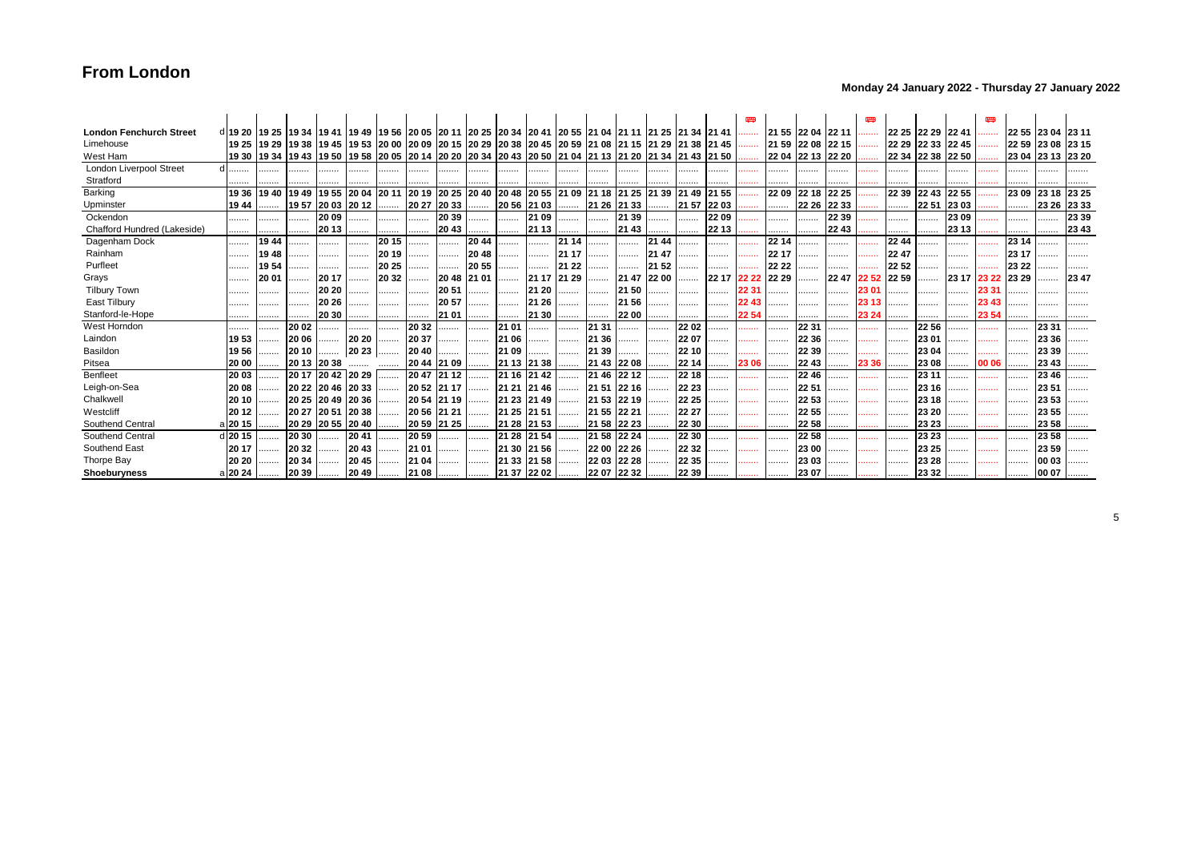# From London

**Monday 24 January 2022 - Thursday 27 January 2022**

| Station | | | | | | | | | | | | | | | | | | Bus | | | | Bus | | | | Bus | | | |
|---|---|---|---|---|---|---|---|---|---|---|---|---|---|---|---|---|---|---|---|---|---|---|---|---|---|---|---|---|---|
| **London Fenchurch Street** d | 19 20 | 19 25 | 19 34 | 19 41 | 19 49 | 19 56 | 20 05 | 20 11 | 20 25 | 20 34 | 20 41 | 20 55 | 21 04 | 21 11 | 21 25 | 21 34 | 21 41 | | 21 55 | 22 04 | 22 11 | | 22 25 | 22 29 | 22 41 | | 22 55 | 23 04 | 23 11 |
| Limehouse | 19 25 | 19 29 | 19 38 | 19 45 | 19 53 | 20 00 | 20 09 | 20 15 | 20 29 | 20 38 | 20 45 | 20 59 | 21 08 | 21 15 | 21 29 | 21 38 | 21 45 | | 21 59 | 22 08 | 22 15 | | 22 29 | 22 33 | 22 45 | | 22 59 | 23 08 | 23 15 |
| West Ham | 19 30 | 19 34 | 19 43 | 19 50 | 19 58 | 20 05 | 20 14 | 20 20 | 20 34 | 20 43 | 20 50 | 21 04 | 21 13 | 21 20 | 21 34 | 21 43 | 21 50 | | 22 04 | 22 13 | 22 20 | | 22 34 | 22 38 | 22 50 | | 23 04 | 23 13 | 23 20 |
| London Liverpool Street d | | | | | | | | | | | | | | | | | | | | | | | | | | | | | |
| Stratford | | | | | | | | | | | | | | | | | | | | | | | | | | | | | |
| Barking | 19 36 | 19 40 | 19 49 | 19 55 | 20 04 | 20 11 | 20 19 | 20 25 | 20 40 | 20 48 | 20 55 | 21 09 | 21 18 | 21 25 | 21 39 | 21 49 | 21 55 | | 22 09 | 22 18 | 22 25 | | 22 39 | 22 43 | 22 55 | | 23 09 | 23 18 | 23 25 |
| Upminster | 19 44 | | 19 57 | 20 03 | 20 12 | | 20 27 | 20 33 | | 20 56 | 21 03 | | 21 26 | 21 33 | | 21 57 | 22 03 | | | 22 26 | 22 33 | | | 22 51 | 23 03 | | | 23 26 | 23 33 |
| Ockendon | | | | 20 09 | | | | 20 39 | | | 21 09 | | | 21 39 | | | 22 09 | | | | 22 39 | | | | 23 09 | | | | 23 39 |
| Chafford Hundred (Lakeside) | | | | 20 13 | | | | 20 43 | | | 21 13 | | | 21 43 | | | 22 13 | | | | 22 43 | | | | 23 13 | | | | 23 43 |
| Dagenham Dock | | 19 44 | | | | 20 15 | | | 20 44 | | | 21 14 | | | 21 44 | | | | 22 14 | | | | 22 44 | | | | 23 14 | | |
| Rainham | | 19 48 | | | | 20 19 | | | 20 48 | | | 21 17 | | | 21 47 | | | | 22 17 | | | | 22 47 | | | | 23 17 | | |
| Purfleet | | 19 54 | | | | 20 25 | | | 20 55 | | | 21 22 | | | 21 52 | | | | 22 22 | | | | 22 52 | | | | 23 22 | | |
| Grays | | 20 01 | | 20 17 | | 20 32 | | 20 48 | 21 01 | | 21 17 | 21 29 | | 21 47 | 22 00 | | 22 17 | 22 22 | 22 29 | | 22 47 | 22 52 | 22 59 | | 23 17 | 23 22 | 23 29 | | 23 47 |
| Tilbury Town | | | | 20 20 | | | | 20 51 | | | 21 20 | | | 21 50 | | | | 22 31 | | | | 23 01 | | | | 23 31 | | | |
| East Tilbury | | | | 20 26 | | | | 20 57 | | | 21 26 | | | 21 56 | | | | 22 43 | | | | 23 13 | | | | 23 43 | | | |
| Stanford-le-Hope | | | | 20 30 | | | | 21 01 | | | 21 30 | | | 22 00 | | | | 22 54 | | | | 23 24 | | | | 23 54 | | | |
| West Horndon | | | 20 02 | | | | 20 32 | | | 21 01 | | | 21 31 | | | 22 02 | | | | 22 31 | | | | 22 56 | | | | 23 31 | |
| Laindon | 19 53 | | 20 06 | | 20 20 | | 20 37 | | | 21 06 | | | 21 36 | | | 22 07 | | | | 22 36 | | | | 23 01 | | | | 23 36 | |
| Basildon | 19 56 | | 20 10 | | 20 23 | | 20 40 | | | 21 09 | | | 21 39 | | | 22 10 | | | | 22 39 | | | | 23 04 | | | | 23 39 | |
| Pitsea | 20 00 | | 20 13 | 20 38 | | | 20 44 | 21 09 | | 21 13 | 21 38 | | 21 43 | 22 08 | | 22 14 | | 23 06 | | 22 43 | | 23 36 | | 23 08 | | 00 06 | | 23 43 | |
| Benfleet | 20 03 | | 20 17 | 20 42 | 20 29 | | 20 47 | 21 12 | | 21 16 | 21 42 | | 21 46 | 22 12 | | 22 18 | | | | 22 46 | | | | 23 11 | | | | 23 46 | |
| Leigh-on-Sea | 20 08 | | 20 22 | 20 46 | 20 33 | | 20 52 | 21 17 | | 21 21 | 21 46 | | 21 51 | 22 16 | | 22 23 | | | | 22 51 | | | | 23 16 | | | | 23 51 | |
| Chalkwell | 20 10 | | 20 25 | 20 49 | 20 36 | | 20 54 | 21 19 | | 21 23 | 21 49 | | 21 53 | 22 19 | | 22 25 | | | | 22 53 | | | | 23 18 | | | | 23 53 | |
| Westcliff | 20 12 | | 20 27 | 20 51 | 20 38 | | 20 56 | 21 21 | | 21 25 | 21 51 | | 21 55 | 22 21 | | 22 27 | | | | 22 55 | | | | 23 20 | | | | 23 55 | |
| Southend Central a | 20 15 | | 20 29 | 20 55 | 20 40 | | 20 59 | 21 25 | | 21 28 | 21 53 | | 21 58 | 22 23 | | 22 30 | | | | 22 58 | | | | 23 23 | | | | 23 58 | |
| Southend Central d | 20 15 | | 20 30 | | 20 41 | | 20 59 | | | 21 28 | 21 54 | | 21 58 | 22 24 | | 22 30 | | | | 22 58 | | | | 23 23 | | | | 23 58 | |
| Southend East | 20 17 | | 20 32 | | 20 43 | | 21 01 | | | 21 30 | 21 56 | | 22 00 | 22 26 | | 22 32 | | | | 23 00 | | | | 23 25 | | | | 23 59 | |
| Thorpe Bay | 20 20 | | 20 34 | | 20 45 | | 21 04 | | | 21 33 | 21 58 | | 22 03 | 22 28 | | 22 35 | | | | 23 03 | | | | 23 28 | | | | 00 03 | |
| **Shoeburyness** a | 20 24 | | 20 39 | | 20 49 | | 21 08 | | | 21 37 | 22 02 | | 22 07 | 22 32 | | 22 39 | | | | 23 07 | | | | 23 32 | | | | 00 07 | |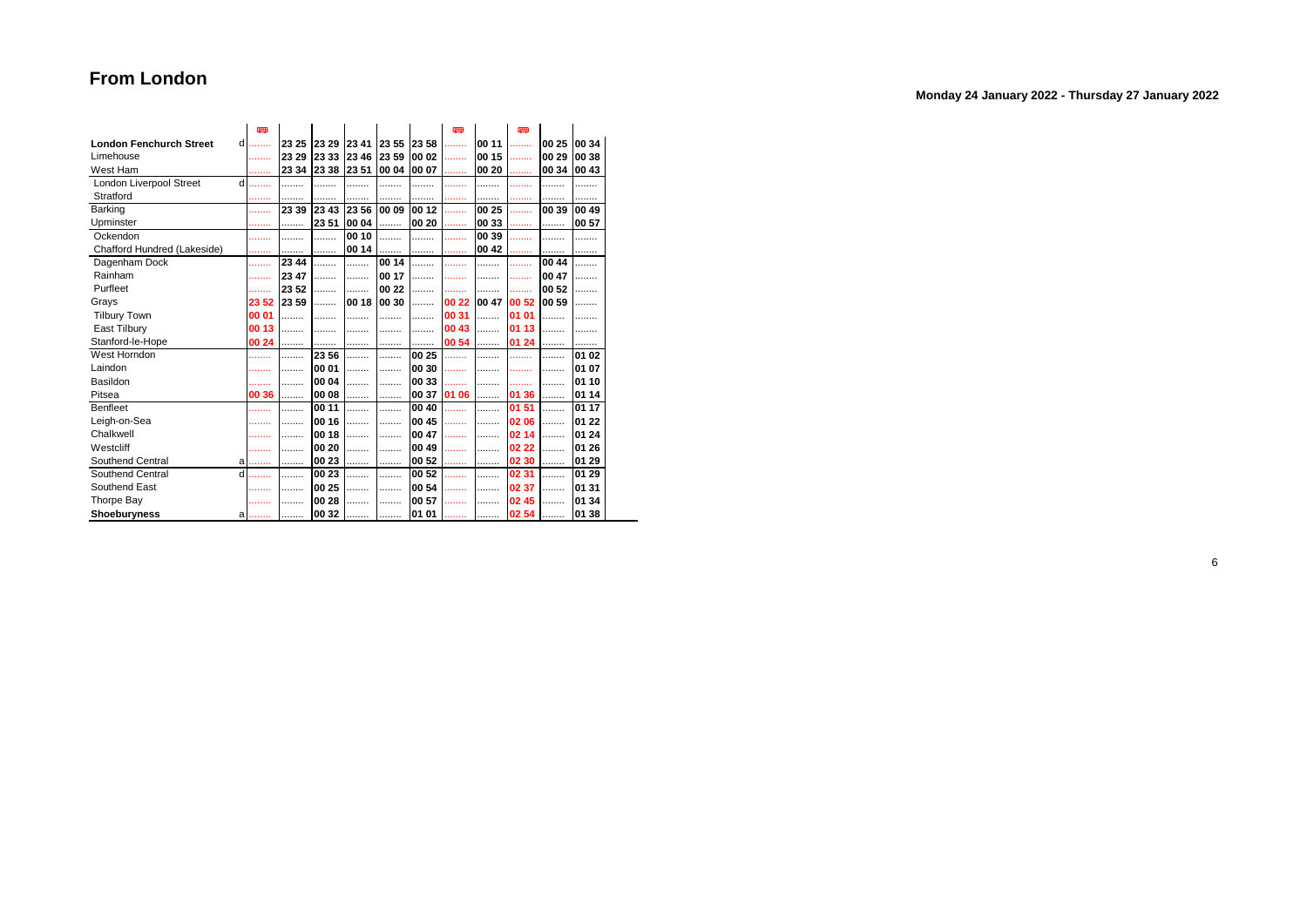## From London

**Monday 24 January 2022 - Thursday 27 January 2022**

| Station | | 🚌 | | | | | | 🚌 | | 🚌 | | |
|---|---|---|---|---|---|---|---|---|---|---|---|---|
| **London Fenchurch Street** | d | ........ | 23 25 | 23 29 | 23 41 | 23 55 | 23 58 | ........ | 00 11 | ........ | 00 25 | 00 34 |
| Limehouse | | ........ | 23 29 | 23 33 | 23 46 | 23 59 | 00 02 | ........ | 00 15 | ........ | 00 29 | 00 38 |
| West Ham | | ........ | 23 34 | 23 38 | 23 51 | 00 04 | 00 07 | ........ | 00 20 | ........ | 00 34 | 00 43 |
| London Liverpool Street | d | ........ | ........ | ........ | ........ | ........ | ........ | ........ | ........ | ........ | ........ | ........ |
| Stratford | | ........ | ........ | ........ | ........ | ........ | ........ | ........ | ........ | ........ | ........ | ........ |
| Barking | | ........ | 23 39 | 23 43 | 23 56 | 00 09 | 00 12 | ........ | 00 25 | ........ | 00 39 | 00 49 |
| Upminster | | ........ | ........ | 23 51 | 00 04 | ........ | 00 20 | ........ | 00 33 | ........ | ........ | 00 57 |
| Ockendon | | ........ | ........ | ........ | 00 10 | ........ | ........ | ........ | 00 39 | ........ | ........ | ........ |
| Chafford Hundred (Lakeside) | | ........ | ........ | ........ | 00 14 | ........ | ........ | ........ | 00 42 | ........ | ........ | ........ |
| Dagenham Dock | | ........ | 23 44 | ........ | ........ | 00 14 | ........ | ........ | ........ | ........ | 00 44 | ........ |
| Rainham | | ........ | 23 47 | ........ | ........ | 00 17 | ........ | ........ | ........ | ........ | 00 47 | ........ |
| Purfleet | | ........ | 23 52 | ........ | ........ | 00 22 | ........ | ........ | ........ | ........ | 00 52 | ........ |
| Grays | | 23 52 | 23 59 | ........ | 00 18 | 00 30 | ........ | 00 22 | 00 47 | 00 52 | 00 59 | ........ |
| Tilbury Town | | 00 01 | ........ | ........ | ........ | ........ | ........ | 00 31 | ........ | 01 01 | ........ | ........ |
| East Tilbury | | 00 13 | ........ | ........ | ........ | ........ | ........ | 00 43 | ........ | 01 13 | ........ | ........ |
| Stanford-le-Hope | | 00 24 | ........ | ........ | ........ | ........ | ........ | 00 54 | ........ | 01 24 | ........ | ........ |
| West Horndon | | ........ | ........ | 23 56 | ........ | ........ | 00 25 | ........ | ........ | ........ | ........ | 01 02 |
| Laindon | | ........ | ........ | 00 01 | ........ | ........ | 00 30 | ........ | ........ | ........ | ........ | 01 07 |
| Basildon | | ........ | ........ | 00 04 | ........ | ........ | 00 33 | ........ | ........ | ........ | ........ | 01 10 |
| Pitsea | | 00 36 | ........ | 00 08 | ........ | ........ | 00 37 | 01 06 | ........ | 01 36 | ........ | 01 14 |
| Benfleet | | ........ | ........ | 00 11 | ........ | ........ | 00 40 | ........ | ........ | 01 51 | ........ | 01 17 |
| Leigh-on-Sea | | ........ | ........ | 00 16 | ........ | ........ | 00 45 | ........ | ........ | 02 06 | ........ | 01 22 |
| Chalkwell | | ........ | ........ | 00 18 | ........ | ........ | 00 47 | ........ | ........ | 02 14 | ........ | 01 24 |
| Westcliff | | ........ | ........ | 00 20 | ........ | ........ | 00 49 | ........ | ........ | 02 22 | ........ | 01 26 |
| Southend Central | a | ........ | ........ | 00 23 | ........ | ........ | 00 52 | ........ | ........ | 02 30 | ........ | 01 29 |
| Southend Central | d | ........ | ........ | 00 23 | ........ | ........ | 00 52 | ........ | ........ | 02 31 | ........ | 01 29 |
| Southend East | | ........ | ........ | 00 25 | ........ | ........ | 00 54 | ........ | ........ | 02 37 | ........ | 01 31 |
| Thorpe Bay | | ........ | ........ | 00 28 | ........ | ........ | 00 57 | ........ | ........ | 02 45 | ........ | 01 34 |
| **Shoeburyness** | a | ........ | ........ | 00 32 | ........ | ........ | 01 01 | ........ | ........ | 02 54 | ........ | 01 38 |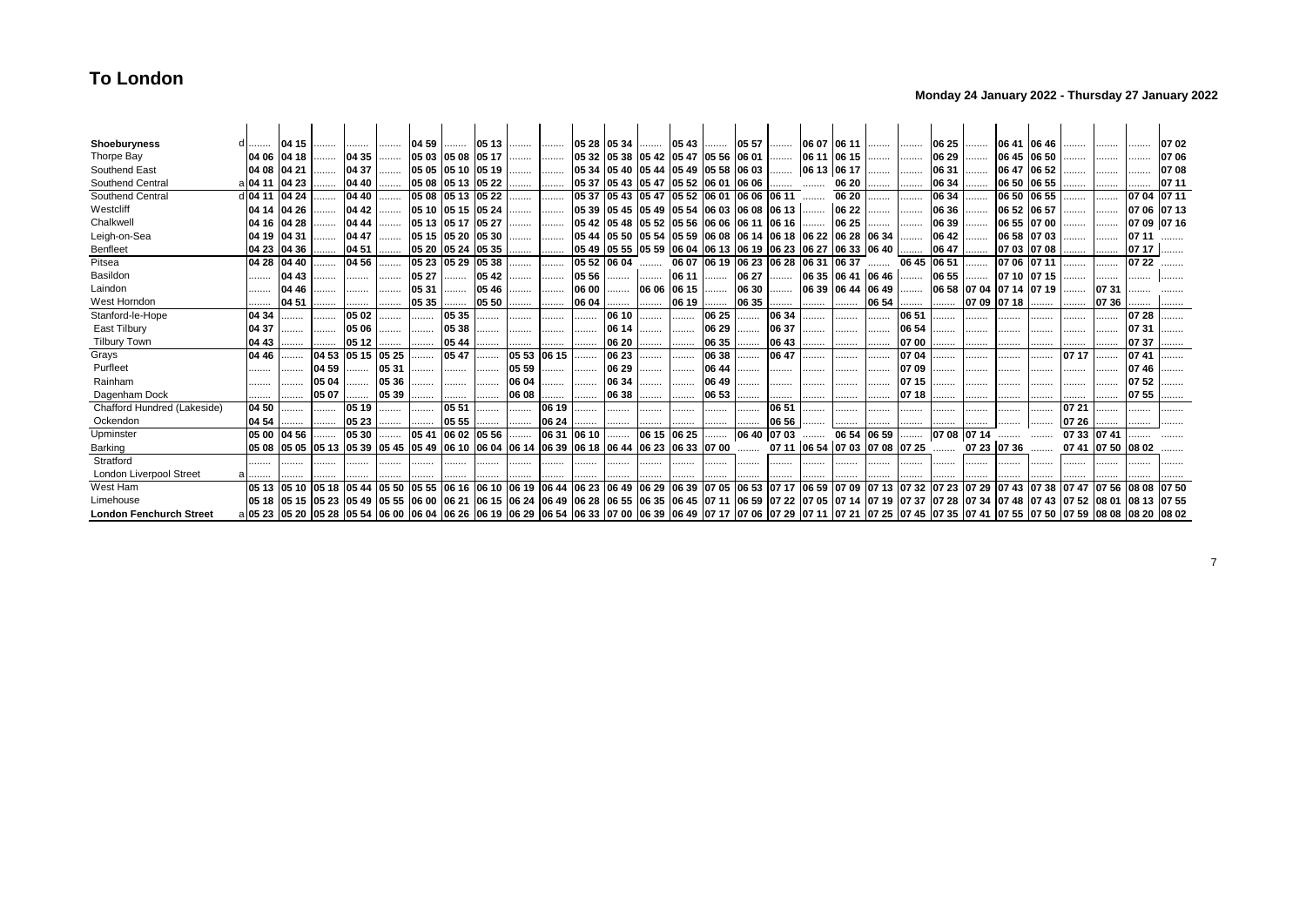# To London

**Monday 24 January 2022 - Thursday 27 January 2022**

| Station | | | | | | | | | | | | | | | | | | | | | | | | | | | | | | |
|---|---|---|---|---|---|---|---|---|---|---|---|---|---|---|---|---|---|---|---|---|---|---|---|---|---|---|---|---|---|---|
| **Shoeburyness** | d | ........ | 04 15 | ........ | ........ | ........ | 04 59 | ........ | 05 13 | ........ | ........ | 05 28 | 05 34 | ........ | 05 43 | ........ | 05 57 | ........ | 06 07 | 06 11 | ........ | ........ | 06 25 | ........ | 06 41 | 06 46 | ........ | ........ | ........ | 07 02 |
| Thorpe Bay | | 04 06 | 04 18 | ........ | 04 35 | ........ | 05 03 | 05 08 | 05 17 | ........ | ........ | 05 32 | 05 38 | 05 42 | 05 47 | 05 56 | 06 01 | ........ | 06 11 | 06 15 | ........ | ........ | 06 29 | ........ | 06 45 | 06 50 | ........ | ........ | ........ | 07 06 |
| Southend East | | 04 08 | 04 21 | ........ | 04 37 | ........ | 05 05 | 05 10 | 05 19 | ........ | ........ | 05 34 | 05 40 | 05 44 | 05 49 | 05 58 | 06 03 | ........ | 06 13 | 06 17 | ........ | ........ | 06 31 | ........ | 06 47 | 06 52 | ........ | ........ | ........ | 07 08 |
| Southend Central | a | 04 11 | 04 23 | ........ | 04 40 | ........ | 05 08 | 05 13 | 05 22 | ........ | ........ | 05 37 | 05 43 | 05 47 | 05 52 | 06 01 | 06 06 | ........ | ........ | 06 20 | ........ | ........ | 06 34 | ........ | 06 50 | 06 55 | ........ | ........ | ........ | 07 11 |
| Southend Central | d | 04 11 | 04 24 | ........ | 04 40 | ........ | 05 08 | 05 13 | 05 22 | ........ | ........ | 05 37 | 05 43 | 05 47 | 05 52 | 06 01 | 06 06 | 06 11 | ........ | 06 20 | ........ | ........ | 06 34 | ........ | 06 50 | 06 55 | ........ | ........ | 07 04 | 07 11 |
| Westcliff | | 04 14 | 04 26 | ........ | 04 42 | ........ | 05 10 | 05 15 | 05 24 | ........ | ........ | 05 39 | 05 45 | 05 49 | 05 54 | 06 03 | 06 08 | 06 13 | ........ | 06 22 | ........ | ........ | 06 36 | ........ | 06 52 | 06 57 | ........ | ........ | 07 06 | 07 13 |
| Chalkwell | | 04 16 | 04 28 | ........ | 04 44 | ........ | 05 13 | 05 17 | 05 27 | ........ | ........ | 05 42 | 05 48 | 05 52 | 05 56 | 06 06 | 06 11 | 06 16 | ........ | 06 25 | ........ | ........ | 06 39 | ........ | 06 55 | 07 00 | ........ | ........ | 07 09 | 07 16 |
| Leigh-on-Sea | | 04 19 | 04 31 | ........ | 04 47 | ........ | 05 15 | 05 20 | 05 30 | ........ | ........ | 05 44 | 05 50 | 05 54 | 05 59 | 06 08 | 06 14 | 06 18 | 06 22 | 06 28 | 06 34 | ........ | 06 42 | ........ | 06 58 | 07 03 | ........ | ........ | 07 11 | ........ |
| Benfleet | | 04 23 | 04 36 | ........ | 04 51 | ........ | 05 20 | 05 24 | 05 35 | ........ | ........ | 05 49 | 05 55 | 05 59 | 06 04 | 06 13 | 06 19 | 06 23 | 06 27 | 06 33 | 06 40 | ........ | 06 47 | ........ | 07 03 | 07 08 | ........ | ........ | 07 17 | ........ |
| Pitsea | | 04 28 | 04 40 | ........ | 04 56 | ........ | 05 23 | 05 29 | 05 38 | ........ | ........ | 05 52 | 06 04 | ........ | 06 07 | 06 19 | 06 23 | 06 28 | 06 31 | 06 37 | ........ | 06 45 | 06 51 | ........ | 07 06 | 07 11 | ........ | ........ | 07 22 | ........ |
| Basildon | | ........ | 04 43 | ........ | ........ | ........ | 05 27 | ........ | 05 42 | ........ | ........ | 05 56 | ........ | ........ | 06 11 | ........ | 06 27 | ........ | 06 35 | 06 41 | 06 46 | ........ | 06 55 | ........ | 07 10 | 07 15 | ........ | ........ | ........ | ........ |
| Laindon | | ........ | 04 46 | ........ | ........ | ........ | 05 31 | ........ | 05 46 | ........ | ........ | 06 00 | ........ | 06 06 | 06 15 | ........ | 06 30 | ........ | 06 39 | 06 44 | 06 49 | ........ | 06 58 | 07 04 | 07 14 | 07 19 | ........ | 07 31 | ........ | ........ |
| West Horndon | | ........ | 04 51 | ........ | ........ | ........ | 05 35 | ........ | 05 50 | ........ | ........ | 06 04 | ........ | ........ | 06 19 | ........ | 06 35 | ........ | ........ | ........ | 06 54 | ........ | ........ | 07 09 | 07 18 | ........ | ........ | 07 36 | ........ | ........ |
| Stanford-le-Hope | | 04 34 | ........ | ........ | 05 02 | ........ | ........ | 05 35 | ........ | ........ | ........ | ........ | 06 10 | ........ | ........ | 06 25 | ........ | 06 34 | ........ | ........ | ........ | 06 51 | ........ | ........ | ........ | ........ | ........ | ........ | 07 28 | ........ |
| East Tilbury | | 04 37 | ........ | ........ | 05 06 | ........ | ........ | 05 38 | ........ | ........ | ........ | ........ | 06 14 | ........ | ........ | 06 29 | ........ | 06 37 | ........ | ........ | ........ | 06 54 | ........ | ........ | ........ | ........ | ........ | ........ | 07 31 | ........ |
| Tilbury Town | | 04 43 | ........ | ........ | 05 12 | ........ | ........ | 05 44 | ........ | ........ | ........ | ........ | 06 20 | ........ | ........ | 06 35 | ........ | 06 43 | ........ | ........ | ........ | 07 00 | ........ | ........ | ........ | ........ | ........ | ........ | 07 37 | ........ |
| Grays | | 04 46 | ........ | 04 53 | 05 15 | 05 25 | ........ | 05 47 | ........ | 05 53 | 06 15 | ........ | 06 23 | ........ | ........ | 06 38 | ........ | 06 47 | ........ | ........ | ........ | 07 04 | ........ | ........ | ........ | ........ | 07 17 | ........ | 07 41 | ........ |
| Purfleet | | ........ | ........ | 04 59 | ........ | 05 31 | ........ | ........ | ........ | 05 59 | ........ | ........ | 06 29 | ........ | ........ | 06 44 | ........ | ........ | ........ | ........ | ........ | 07 09 | ........ | ........ | ........ | ........ | ........ | ........ | 07 46 | ........ |
| Rainham | | ........ | ........ | 05 04 | ........ | 05 36 | ........ | ........ | ........ | 06 04 | ........ | ........ | 06 34 | ........ | ........ | 06 49 | ........ | ........ | ........ | ........ | ........ | 07 15 | ........ | ........ | ........ | ........ | ........ | ........ | 07 52 | ........ |
| Dagenham Dock | | ........ | ........ | 05 07 | ........ | 05 39 | ........ | ........ | ........ | 06 08 | ........ | ........ | 06 38 | ........ | ........ | 06 53 | ........ | ........ | ........ | ........ | ........ | 07 18 | ........ | ........ | ........ | ........ | ........ | ........ | 07 55 | ........ |
| Chafford Hundred (Lakeside) | | 04 50 | ........ | ........ | 05 19 | ........ | ........ | 05 51 | ........ | ........ | 06 19 | ........ | ........ | ........ | ........ | ........ | ........ | 06 51 | ........ | ........ | ........ | ........ | ........ | ........ | ........ | ........ | 07 21 | ........ | ........ | ........ |
| Ockendon | | 04 54 | ........ | ........ | 05 23 | ........ | ........ | 05 55 | ........ | ........ | 06 24 | ........ | ........ | ........ | ........ | ........ | ........ | 06 56 | ........ | ........ | ........ | ........ | ........ | ........ | ........ | ........ | 07 26 | ........ | ........ | ........ |
| Upminster | | 05 00 | 04 56 | ........ | 05 30 | ........ | 05 41 | 06 02 | 05 56 | ........ | 06 31 | 06 10 | ........ | 06 15 | 06 25 | ........ | 06 40 | 07 03 | ........ | 06 54 | 06 59 | ........ | 07 08 | 07 14 | ........ | ........ | 07 33 | 07 41 | ........ | ........ |
| Barking | | 05 08 | 05 05 | 05 13 | 05 39 | 05 45 | 05 49 | 06 10 | 06 04 | 06 14 | 06 39 | 06 18 | 06 44 | 06 23 | 06 33 | 07 00 | ........ | 07 11 | 06 54 | 07 03 | 07 08 | 07 25 | ........ | 07 23 | 07 36 | ........ | 07 41 | 07 50 | 08 02 | ........ |
| Stratford | | ........ | ........ | ........ | ........ | ........ | ........ | ........ | ........ | ........ | ........ | ........ | ........ | ........ | ........ | ........ | ........ | ........ | ........ | ........ | ........ | ........ | ........ | ........ | ........ | ........ | ........ | ........ | ........ | ........ |
| London Liverpool Street | a | ........ | ........ | ........ | ........ | ........ | ........ | ........ | ........ | ........ | ........ | ........ | ........ | ........ | ........ | ........ | ........ | ........ | ........ | ........ | ........ | ........ | ........ | ........ | ........ | ........ | ........ | ........ | ........ | ........ |
| West Ham | | 05 13 | 05 10 | 05 18 | 05 44 | 05 50 | 05 55 | 06 16 | 06 10 | 06 19 | 06 44 | 06 23 | 06 49 | 06 29 | 06 39 | 07 05 | 06 53 | 07 17 | 06 59 | 07 09 | 07 13 | 07 32 | 07 23 | 07 29 | 07 43 | 07 38 | 07 47 | 07 56 | 08 08 | 07 50 |
| Limehouse | | 05 18 | 05 15 | 05 23 | 05 49 | 05 55 | 06 00 | 06 21 | 06 15 | 06 24 | 06 49 | 06 28 | 06 55 | 06 35 | 06 45 | 07 11 | 06 59 | 07 22 | 07 05 | 07 14 | 07 19 | 07 37 | 07 28 | 07 34 | 07 48 | 07 43 | 07 52 | 08 01 | 08 13 | 07 55 |
| **London Fenchurch Street** | a | 05 23 | 05 20 | 05 28 | 05 54 | 06 00 | 06 04 | 06 26 | 06 19 | 06 29 | 06 54 | 06 33 | 07 00 | 06 39 | 06 49 | 07 17 | 07 06 | 07 29 | 07 11 | 07 21 | 07 25 | 07 45 | 07 35 | 07 41 | 07 55 | 07 50 | 07 59 | 08 08 | 08 20 | 08 02 |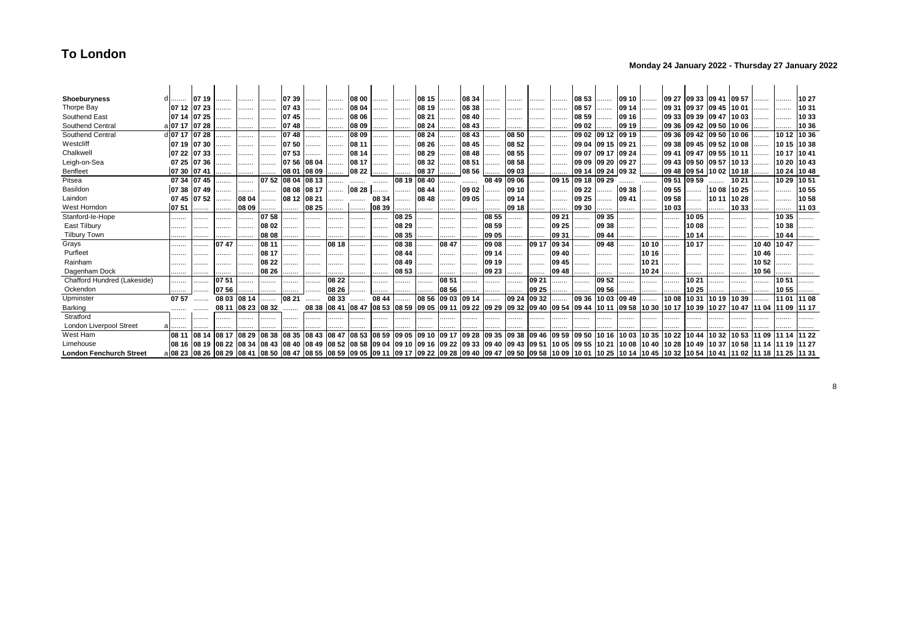# To London

**Monday 24 January 2022 - Thursday 27 January 2022**

| Station | | | | | | | | | | | | | | | | | | | | | | | | | | | | | | |
|---|---|---|---|---|---|---|---|---|---|---|---|---|---|---|---|---|---|---|---|---|---|---|---|---|---|---|---|---|---|---|
| **Shoeburyness** | d | ........ | 07 19 | ........ | ........ | ........ | 07 39 | ........ | ........ | 08 00 | ........ | ........ | 08 15 | ........ | 08 34 | ........ | ........ | ........ | ........ | 08 53 | ........ | 09 10 | ........ | 09 27 | 09 33 | 09 41 | 09 57 | ........ | ........ | 10 27 |
| Thorpe Bay | | 07 12 | 07 23 | ........ | ........ | ........ | 07 43 | ........ | ........ | 08 04 | ........ | ........ | 08 19 | ........ | 08 38 | ........ | ........ | ........ | ........ | 08 57 | ........ | 09 14 | ........ | 09 31 | 09 37 | 09 45 | 10 01 | ........ | ........ | 10 31 |
| Southend East | | 07 14 | 07 25 | ........ | ........ | ........ | 07 45 | ........ | ........ | 08 06 | ........ | ........ | 08 21 | ........ | 08 40 | ........ | ........ | ........ | ........ | 08 59 | ........ | 09 16 | ........ | 09 33 | 09 39 | 09 47 | 10 03 | ........ | ........ | 10 33 |
| Southend Central | a | 07 17 | 07 28 | ........ | ........ | ........ | 07 48 | ........ | ........ | 08 09 | ........ | ........ | 08 24 | ........ | 08 43 | ........ | ........ | ........ | ........ | 09 02 | ........ | 09 19 | ........ | 09 36 | 09 42 | 09 50 | 10 06 | ........ | ........ | 10 36 |
| Southend Central | d | 07 17 | 07 28 | ........ | ........ | ........ | 07 48 | ........ | ........ | 08 09 | ........ | ........ | 08 24 | ........ | 08 43 | ........ | 08 50 | ........ | ........ | 09 02 | 09 12 | 09 19 | ........ | 09 36 | 09 42 | 09 50 | 10 06 | ........ | 10 12 | 10 36 |
| Westcliff | | 07 19 | 07 30 | ........ | ........ | ........ | 07 50 | ........ | ........ | 08 11 | ........ | ........ | 08 26 | ........ | 08 45 | ........ | 08 52 | ........ | ........ | 09 04 | 09 15 | 09 21 | ........ | 09 38 | 09 45 | 09 52 | 10 08 | ........ | 10 15 | 10 38 |
| Chalkwell | | 07 22 | 07 33 | ........ | ........ | ........ | 07 53 | ........ | ........ | 08 14 | ........ | ........ | 08 29 | ........ | 08 48 | ........ | 08 55 | ........ | ........ | 09 07 | 09 17 | 09 24 | ........ | 09 41 | 09 47 | 09 55 | 10 11 | ........ | 10 17 | 10 41 |
| Leigh-on-Sea | | 07 25 | 07 36 | ........ | ........ | ........ | 07 56 | 08 04 | ........ | 08 17 | ........ | ........ | 08 32 | ........ | 08 51 | ........ | 08 58 | ........ | ........ | 09 09 | 09 20 | 09 27 | ........ | 09 43 | 09 50 | 09 57 | 10 13 | ........ | 10 20 | 10 43 |
| Benfleet | | 07 30 | 07 41 | ........ | ........ | ........ | 08 01 | 08 09 | ........ | 08 22 | ........ | ........ | 08 37 | ........ | 08 56 | ........ | 09 03 | ........ | ........ | 09 14 | 09 24 | 09 32 | ........ | 09 48 | 09 54 | 10 02 | 10 18 | ........ | 10 24 | 10 48 |
| Pitsea | | 07 34 | 07 45 | ........ | ........ | 07 52 | 08 04 | 08 13 | ........ | ........ | ........ | 08 19 | 08 40 | ........ | ........ | 08 49 | 09 06 | ........ | 09 15 | 09 18 | 09 29 | ........ | ........ | 09 51 | 09 59 | ........ | 10 21 | ........ | 10 29 | 10 51 |
| Basildon | | 07 38 | 07 49 | ........ | ........ | ........ | 08 08 | 08 17 | ........ | 08 28 | ........ | ........ | 08 44 | ........ | 09 02 | ........ | 09 10 | ........ | ........ | 09 22 | ........ | 09 38 | ........ | 09 55 | ........ | 10 08 | 10 25 | ........ | ........ | 10 55 |
| Laindon | | 07 45 | 07 52 | ........ | 08 04 | ........ | 08 12 | 08 21 | ........ | ........ | 08 34 | ........ | 08 48 | ........ | 09 05 | ........ | 09 14 | ........ | ........ | 09 25 | ........ | 09 41 | ........ | 09 58 | ........ | 10 11 | 10 28 | ........ | ........ | 10 58 |
| West Horndon | | 07 51 | ........ | ........ | 08 09 | ........ | ........ | 08 25 | ........ | ........ | 08 39 | ........ | ........ | ........ | ........ | ........ | 09 18 | ........ | ........ | 09 30 | ........ | ........ | ........ | 10 03 | ........ | ........ | 10 33 | ........ | ........ | 11 03 |
| Stanford-le-Hope | | ........ | ........ | ........ | ........ | 07 58 | ........ | ........ | ........ | ........ | ........ | 08 25 | ........ | ........ | ........ | 08 55 | ........ | ........ | 09 21 | ........ | 09 35 | ........ | ........ | ........ | 10 05 | ........ | ........ | ........ | 10 35 | ........ |
| East Tilbury | | ........ | ........ | ........ | ........ | 08 02 | ........ | ........ | ........ | ........ | ........ | 08 29 | ........ | ........ | ........ | 08 59 | ........ | ........ | 09 25 | ........ | 09 38 | ........ | ........ | ........ | 10 08 | ........ | ........ | ........ | 10 38 | ........ |
| Tilbury Town | | ........ | ........ | ........ | ........ | 08 08 | ........ | ........ | ........ | ........ | ........ | 08 35 | ........ | ........ | ........ | 09 05 | ........ | ........ | 09 31 | ........ | 09 44 | ........ | ........ | ........ | 10 14 | ........ | ........ | ........ | 10 44 | ........ |
| Grays | | ........ | ........ | 07 47 | ........ | 08 11 | ........ | ........ | 08 18 | ........ | ........ | 08 38 | ........ | 08 47 | ........ | 09 08 | ........ | 09 17 | 09 34 | ........ | 09 48 | ........ | 10 10 | ........ | 10 17 | ........ | ........ | 10 40 | 10 47 | ........ |
| Purfleet | | ........ | ........ | ........ | ........ | 08 17 | ........ | ........ | ........ | ........ | ........ | 08 44 | ........ | ........ | ........ | 09 14 | ........ | ........ | 09 40 | ........ | ........ | ........ | 10 16 | ........ | ........ | ........ | ........ | 10 46 | ........ | ........ |
| Rainham | | ........ | ........ | ........ | ........ | 08 22 | ........ | ........ | ........ | ........ | ........ | 08 49 | ........ | ........ | ........ | 09 19 | ........ | ........ | 09 45 | ........ | ........ | ........ | 10 21 | ........ | ........ | ........ | ........ | 10 52 | ........ | ........ |
| Dagenham Dock | | ........ | ........ | ........ | ........ | 08 26 | ........ | ........ | ........ | ........ | ........ | 08 53 | ........ | ........ | ........ | 09 23 | ........ | ........ | 09 48 | ........ | ........ | ........ | 10 24 | ........ | ........ | ........ | ........ | 10 56 | ........ | ........ |
| Chafford Hundred (Lakeside) | | ........ | ........ | 07 51 | ........ | ........ | ........ | ........ | 08 22 | ........ | ........ | ........ | ........ | 08 51 | ........ | ........ | ........ | 09 21 | ........ | ........ | 09 52 | ........ | ........ | ........ | 10 21 | ........ | ........ | ........ | 10 51 | ........ |
| Ockendon | | ........ | ........ | 07 56 | ........ | ........ | ........ | ........ | 08 26 | ........ | ........ | ........ | ........ | 08 56 | ........ | ........ | ........ | 09 25 | ........ | ........ | 09 56 | ........ | ........ | ........ | 10 25 | ........ | ........ | ........ | 10 55 | ........ |
| Upminster | | 07 57 | ........ | 08 03 | 08 14 | ........ | 08 21 | ........ | 08 33 | ........ | 08 44 | ........ | 08 56 | 09 03 | 09 14 | ........ | 09 24 | 09 32 | ........ | 09 36 | 10 03 | 09 49 | ........ | 10 08 | 10 31 | 10 19 | 10 39 | ........ | 11 01 | 11 08 |
| Barking | | ........ | ........ | 08 11 | 08 23 | 08 32 | ........ | 08 38 | 08 41 | 08 47 | 08 53 | 08 59 | 09 05 | 09 11 | 09 22 | 09 29 | 09 32 | 09 40 | 09 54 | 09 44 | 10 11 | 09 58 | 10 30 | 10 17 | 10 39 | 10 27 | 10 47 | 11 04 | 11 09 | 11 17 |
| Stratford | | ........ | ........ | ........ | ........ | ........ | ........ | ........ | ........ | ........ | ........ | ........ | ........ | ........ | ........ | ........ | ........ | ........ | ........ | ........ | ........ | ........ | ........ | ........ | ........ | ........ | ........ | ........ | ........ | ........ |
| London Liverpool Street | a | ........ | ........ | ........ | ........ | ........ | ........ | ........ | ........ | ........ | ........ | ........ | ........ | ........ | ........ | ........ | ........ | ........ | ........ | ........ | ........ | ........ | ........ | ........ | ........ | ........ | ........ | ........ | ........ | ........ |
| West Ham | | 08 11 | 08 14 | 08 17 | 08 29 | 08 38 | 08 35 | 08 43 | 08 47 | 08 53 | 08 59 | 09 05 | 09 10 | 09 17 | 09 28 | 09 35 | 09 38 | 09 46 | 09 59 | 09 50 | 10 16 | 10 03 | 10 35 | 10 22 | 10 44 | 10 32 | 10 53 | 11 09 | 11 14 | 11 22 |
| Limehouse | | 08 16 | 08 19 | 08 22 | 08 34 | 08 43 | 08 40 | 08 49 | 08 52 | 08 58 | 09 04 | 09 10 | 09 16 | 09 22 | 09 33 | 09 40 | 09 43 | 09 51 | 10 05 | 09 55 | 10 21 | 10 08 | 10 40 | 10 28 | 10 49 | 10 37 | 10 58 | 11 14 | 11 19 | 11 27 |
| **London Fenchurch Street** | a | 08 23 | 08 26 | 08 29 | 08 41 | 08 50 | 08 47 | 08 55 | 08 59 | 09 05 | 09 11 | 09 17 | 09 22 | 09 28 | 09 40 | 09 47 | 09 50 | 09 58 | 10 09 | 10 01 | 10 25 | 10 14 | 10 45 | 10 32 | 10 54 | 10 41 | 11 02 | 11 18 | 11 25 | 11 31 |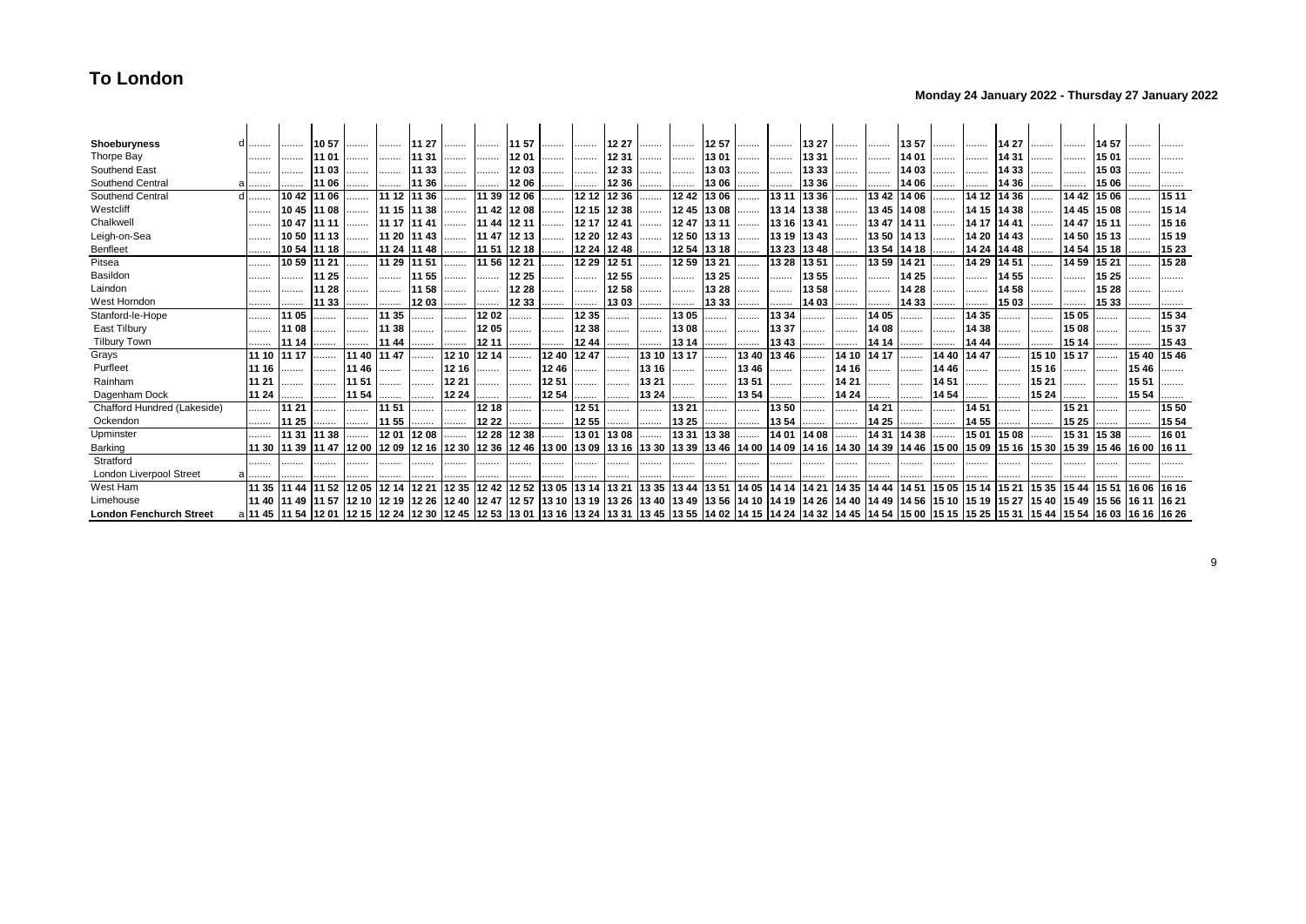# To London

**Monday 24 January 2022 - Thursday 27 January 2022**

| Station | | | | | | | | | | | | | | | | | | | | | | | | | | | | | |
|---|---|---|---|---|---|---|---|---|---|---|---|---|---|---|---|---|---|---|---|---|---|---|---|---|---|---|---|---|---|
| **Shoeburyness** d | | | 10 57 | | | 11 27 | | | 11 57 | | | 12 27 | | | 12 57 | | | 13 27 | | | 13 57 | | | 14 27 | | | 14 57 | | |
| Thorpe Bay | | | 11 01 | | | 11 31 | | | 12 01 | | | 12 31 | | | 13 01 | | | 13 31 | | | 14 01 | | | 14 31 | | | 15 01 | | |
| Southend East | | | 11 03 | | | 11 33 | | | 12 03 | | | 12 33 | | | 13 03 | | | 13 33 | | | 14 03 | | | 14 33 | | | 15 03 | | |
| Southend Central a | | | 11 06 | | | 11 36 | | | 12 06 | | | 12 36 | | | 13 06 | | | 13 36 | | | 14 06 | | | 14 36 | | | 15 06 | | |
| Southend Central d | | 10 42 | 11 06 | | 11 12 | 11 36 | | 11 39 | 12 06 | | 12 12 | 12 36 | | 12 42 | 13 06 | | 13 11 | 13 36 | | 13 42 | 14 06 | | 14 12 | 14 36 | | 14 42 | 15 06 | | 15 11 |
| Westcliff | | 10 45 | 11 08 | | 11 15 | 11 38 | | 11 42 | 12 08 | | 12 15 | 12 38 | | 12 45 | 13 08 | | 13 14 | 13 38 | | 13 45 | 14 08 | | 14 15 | 14 38 | | 14 45 | 15 08 | | 15 14 |
| Chalkwell | | 10 47 | 11 11 | | 11 17 | 11 41 | | 11 44 | 12 11 | | 12 17 | 12 41 | | 12 47 | 13 11 | | 13 16 | 13 41 | | 13 47 | 14 11 | | 14 17 | 14 41 | | 14 47 | 15 11 | | 15 16 |
| Leigh-on-Sea | | 10 50 | 11 13 | | 11 20 | 11 43 | | 11 47 | 12 13 | | 12 20 | 12 43 | | 12 50 | 13 13 | | 13 19 | 13 43 | | 13 50 | 14 13 | | 14 20 | 14 43 | | 14 50 | 15 13 | | 15 19 |
| Benfleet | | 10 54 | 11 18 | | 11 24 | 11 48 | | 11 51 | 12 18 | | 12 24 | 12 48 | | 12 54 | 13 18 | | 13 23 | 13 48 | | 13 54 | 14 18 | | 14 24 | 14 48 | | 14 54 | 15 18 | | 15 23 |
| Pitsea | | 10 59 | 11 21 | | 11 29 | 11 51 | | 11 56 | 12 21 | | 12 29 | 12 51 | | 12 59 | 13 21 | | 13 28 | 13 51 | | 13 59 | 14 21 | | 14 29 | 14 51 | | 14 59 | 15 21 | | 15 28 |
| Basildon | | | 11 25 | | | 11 55 | | | 12 25 | | | 12 55 | | | 13 25 | | | 13 55 | | | 14 25 | | | 14 55 | | | 15 25 | | |
| Laindon | | | 11 28 | | | 11 58 | | | 12 28 | | | 12 58 | | | 13 28 | | | 13 58 | | | 14 28 | | | 14 58 | | | 15 28 | | |
| West Horndon | | | 11 33 | | | 12 03 | | | 12 33 | | | 13 03 | | | 13 33 | | | 14 03 | | | 14 33 | | | 15 03 | | | 15 33 | | |
| Stanford-le-Hope | | 11 05 | | | 11 35 | | | 12 02 | | | 12 35 | | | 13 05 | | | 13 34 | | | 14 05 | | | 14 35 | | | 15 05 | | | 15 34 |
| East Tilbury | | 11 08 | | | 11 38 | | | 12 05 | | | 12 38 | | | 13 08 | | | 13 37 | | | 14 08 | | | 14 38 | | | 15 08 | | | 15 37 |
| Tilbury Town | | 11 14 | | | 11 44 | | | 12 11 | | | 12 44 | | | 13 14 | | | 13 43 | | | 14 14 | | | 14 44 | | | 15 14 | | | 15 43 |
| Grays | 11 10 | 11 17 | | 11 40 | 11 47 | | 12 10 | 12 14 | | 12 40 | 12 47 | | 13 10 | 13 17 | | 13 40 | 13 46 | | 14 10 | 14 17 | | 14 40 | 14 47 | | 15 10 | 15 17 | | 15 40 | 15 46 |
| Purfleet | 11 16 | | | 11 46 | | | 12 16 | | | 12 46 | | | 13 16 | | | 13 46 | | | 14 16 | | | 14 46 | | | 15 16 | | | 15 46 | |
| Rainham | 11 21 | | | 11 51 | | | 12 21 | | | 12 51 | | | 13 21 | | | 13 51 | | | 14 21 | | | 14 51 | | | 15 21 | | | 15 51 | |
| Dagenham Dock | 11 24 | | | 11 54 | | | 12 24 | | | 12 54 | | | 13 24 | | | 13 54 | | | 14 24 | | | 14 54 | | | 15 24 | | | 15 54 | |
| Chafford Hundred (Lakeside) | | 11 21 | | | 11 51 | | | 12 18 | | | 12 51 | | | 13 21 | | | 13 50 | | | 14 21 | | | 14 51 | | | 15 21 | | | 15 50 |
| Ockendon | | 11 25 | | | 11 55 | | | 12 22 | | | 12 55 | | | 13 25 | | | 13 54 | | | 14 25 | | | 14 55 | | | 15 25 | | | 15 54 |
| Upminster | | 11 31 | 11 38 | | 12 01 | 12 08 | | 12 28 | 12 38 | | 13 01 | 13 08 | | 13 31 | 13 38 | | 14 01 | 14 08 | | 14 31 | 14 38 | | 15 01 | 15 08 | | 15 31 | 15 38 | | 16 01 |
| Barking | 11 30 | 11 39 | 11 47 | 12 00 | 12 09 | 12 16 | 12 30 | 12 36 | 12 46 | 13 00 | 13 09 | 13 16 | 13 30 | 13 39 | 13 46 | 14 00 | 14 09 | 14 16 | 14 30 | 14 39 | 14 46 | 15 00 | 15 09 | 15 16 | 15 30 | 15 39 | 15 46 | 16 00 | 16 11 |
| Stratford | | | | | | | | | | | | | | | | | | | | | | | | | | | | | |
| London Liverpool Street a | | | | | | | | | | | | | | | | | | | | | | | | | | | | | |
| West Ham | 11 35 | 11 44 | 11 52 | 12 05 | 12 14 | 12 21 | 12 35 | 12 42 | 12 52 | 13 05 | 13 14 | 13 21 | 13 35 | 13 44 | 13 51 | 14 05 | 14 14 | 14 21 | 14 35 | 14 44 | 14 51 | 15 05 | 15 14 | 15 21 | 15 35 | 15 44 | 15 51 | 16 06 | 16 16 |
| Limehouse | 11 40 | 11 49 | 11 57 | 12 10 | 12 19 | 12 26 | 12 40 | 12 47 | 12 57 | 13 10 | 13 19 | 13 26 | 13 40 | 13 49 | 13 56 | 14 10 | 14 19 | 14 26 | 14 40 | 14 49 | 14 56 | 15 10 | 15 19 | 15 27 | 15 40 | 15 49 | 15 56 | 16 11 | 16 21 |
| **London Fenchurch Street** a | 11 45 | 11 54 | 12 01 | 12 15 | 12 24 | 12 30 | 12 45 | 12 53 | 13 01 | 13 16 | 13 24 | 13 31 | 13 45 | 13 55 | 14 02 | 14 15 | 14 24 | 14 32 | 14 45 | 14 54 | 15 00 | 15 15 | 15 25 | 15 31 | 15 44 | 15 54 | 16 03 | 16 16 | 16 26 |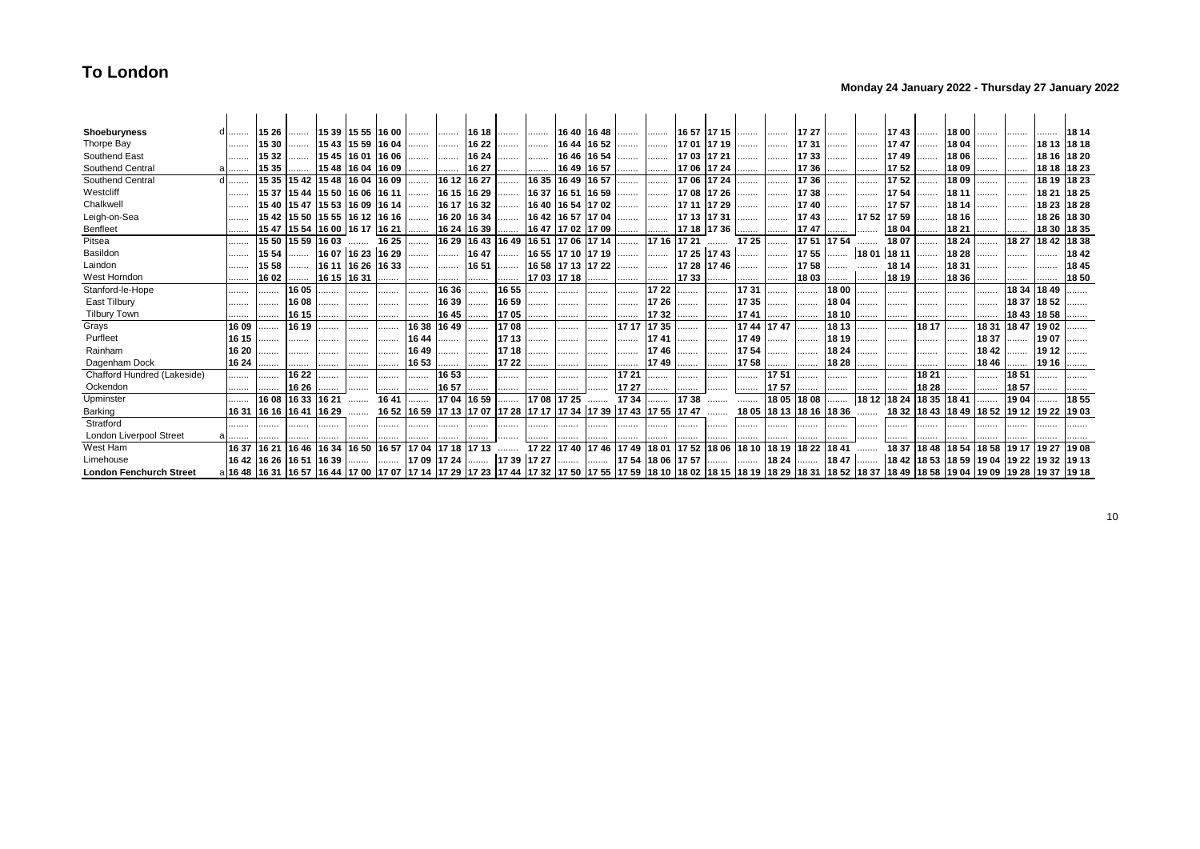# To London

**Monday 24 January 2022 - Thursday 27 January 2022**

| Station | | | | | | | | | | | | | | | | | | | | | | | | | | | | | | |
|---|---|---|---|---|---|---|---|---|---|---|---|---|---|---|---|---|---|---|---|---|---|---|---|---|---|---|---|---|---|---|
| **Shoeburyness** | d | .... | 15 26 | .... | 15 39 | 15 55 | 16 00 | .... | .... | 16 18 | .... | .... | 16 40 | 16 48 | .... | .... | 16 57 | 17 15 | .... | .... | 17 27 | .... | .... | 17 43 | .... | 18 00 | .... | .... | .... | 18 14 |
| Thorpe Bay | | .... | 15 30 | .... | 15 43 | 15 59 | 16 04 | .... | .... | 16 22 | .... | .... | 16 44 | 16 52 | .... | .... | 17 01 | 17 19 | .... | .... | 17 31 | .... | .... | 17 47 | .... | 18 04 | .... | .... | 18 13 | 18 18 |
| Southend East | | .... | 15 32 | .... | 15 45 | 16 01 | 16 06 | .... | .... | 16 24 | .... | .... | 16 46 | 16 54 | .... | .... | 17 03 | 17 21 | .... | .... | 17 33 | .... | .... | 17 49 | .... | 18 06 | .... | .... | 18 16 | 18 20 |
| Southend Central | a | .... | 15 35 | .... | 15 48 | 16 04 | 16 09 | .... | .... | 16 27 | .... | .... | 16 49 | 16 57 | .... | .... | 17 06 | 17 24 | .... | .... | 17 36 | .... | .... | 17 52 | .... | 18 09 | .... | .... | 18 18 | 18 23 |
| Southend Central | d | .... | 15 35 | 15 42 | 15 48 | 16 04 | 16 09 | .... | 16 12 | 16 27 | .... | 16 35 | 16 49 | 16 57 | .... | .... | 17 06 | 17 24 | .... | .... | 17 36 | .... | .... | 17 52 | .... | 18 09 | .... | .... | 18 19 | 18 23 |
| Westcliff | | .... | 15 37 | 15 44 | 15 50 | 16 06 | 16 11 | .... | 16 15 | 16 29 | .... | 16 37 | 16 51 | 16 59 | .... | .... | 17 08 | 17 26 | .... | .... | 17 38 | .... | .... | 17 54 | .... | 18 11 | .... | .... | 18 21 | 18 25 |
| Chalkwell | | .... | 15 40 | 15 47 | 15 53 | 16 09 | 16 14 | .... | 16 17 | 16 32 | .... | 16 40 | 16 54 | 17 02 | .... | .... | 17 11 | 17 29 | .... | .... | 17 40 | .... | .... | 17 57 | .... | 18 14 | .... | .... | 18 23 | 18 28 |
| Leigh-on-Sea | | .... | 15 42 | 15 50 | 15 55 | 16 12 | 16 16 | .... | 16 20 | 16 34 | .... | 16 42 | 16 57 | 17 04 | .... | .... | 17 13 | 17 31 | .... | .... | 17 43 | .... | 17 52 | 17 59 | .... | 18 16 | .... | .... | 18 26 | 18 30 |
| Benfleet | | .... | 15 47 | 15 54 | 16 00 | 16 17 | 16 21 | .... | 16 24 | 16 39 | .... | 16 47 | 17 02 | 17 09 | .... | .... | 17 18 | 17 36 | .... | .... | 17 47 | .... | .... | 18 04 | .... | 18 21 | .... | .... | 18 30 | 18 35 |
| Pitsea | | .... | 15 50 | 15 59 | 16 03 | .... | 16 25 | .... | 16 29 | 16 43 | 16 49 | 16 51 | 17 06 | 17 14 | .... | 17 16 | 17 21 | .... | 17 25 | .... | 17 51 | 17 54 | .... | 18 07 | .... | 18 24 | .... | 18 27 | 18 42 | 18 38 |
| Basildon | | .... | 15 54 | .... | 16 07 | 16 23 | 16 29 | .... | .... | 16 47 | .... | 16 55 | 17 10 | 17 19 | .... | .... | 17 25 | 17 43 | .... | .... | 17 55 | .... | 18 01 | 18 11 | .... | 18 28 | .... | .... | .... | 18 42 |
| Laindon | | .... | 15 58 | .... | 16 11 | 16 26 | 16 33 | .... | .... | 16 51 | .... | 16 58 | 17 13 | 17 22 | .... | .... | 17 28 | 17 46 | .... | .... | 17 58 | .... | .... | 18 14 | .... | 18 31 | .... | .... | .... | 18 45 |
| West Horndon | | .... | 16 02 | .... | 16 15 | 16 31 | .... | .... | .... | .... | .... | 17 03 | 17 18 | .... | .... | .... | 17 33 | .... | .... | .... | 18 03 | .... | .... | 18 19 | .... | 18 36 | .... | .... | .... | 18 50 |
| Stanford-le-Hope | | .... | .... | 16 05 | .... | .... | .... | .... | 16 36 | .... | 16 55 | .... | .... | .... | .... | 17 22 | .... | .... | 17 31 | .... | .... | 18 00 | .... | .... | .... | .... | .... | 18 34 | 18 49 | .... |
| East Tilbury | | .... | .... | 16 08 | .... | .... | .... | .... | 16 39 | .... | 16 59 | .... | .... | .... | .... | 17 26 | .... | .... | 17 35 | .... | .... | 18 04 | .... | .... | .... | .... | .... | 18 37 | 18 52 | .... |
| Tilbury Town | | .... | .... | 16 15 | .... | .... | .... | .... | 16 45 | .... | 17 05 | .... | .... | .... | .... | 17 32 | .... | .... | 17 41 | .... | .... | 18 10 | .... | .... | .... | .... | .... | 18 43 | 18 58 | .... |
| Grays | | 16 09 | .... | 16 19 | .... | .... | .... | 16 38 | 16 49 | .... | 17 08 | .... | .... | .... | 17 17 | 17 35 | .... | .... | 17 44 | 17 47 | .... | 18 13 | .... | .... | 18 17 | .... | 18 31 | 18 47 | 19 02 | .... |
| Purfleet | | 16 15 | .... | .... | .... | .... | .... | 16 44 | .... | .... | 17 13 | .... | .... | .... | .... | 17 41 | .... | .... | 17 49 | .... | .... | 18 19 | .... | .... | .... | .... | 18 37 | .... | 19 07 | .... |
| Rainham | | 16 20 | .... | .... | .... | .... | .... | 16 49 | .... | .... | 17 18 | .... | .... | .... | .... | 17 46 | .... | .... | 17 54 | .... | .... | 18 24 | .... | .... | .... | .... | 18 42 | .... | 19 12 | .... |
| Dagenham Dock | | 16 24 | .... | .... | .... | .... | .... | 16 53 | .... | .... | 17 22 | .... | .... | .... | .... | 17 49 | .... | .... | 17 58 | .... | .... | 18 28 | .... | .... | .... | .... | 18 46 | .... | 19 16 | .... |
| Chafford Hundred (Lakeside) | | .... | .... | 16 22 | .... | .... | .... | .... | 16 53 | .... | .... | .... | .... | .... | 17 21 | .... | .... | .... | .... | 17 51 | .... | .... | .... | .... | 18 21 | .... | .... | 18 51 | .... | .... |
| Ockendon | | .... | .... | 16 26 | .... | .... | .... | .... | 16 57 | .... | .... | .... | .... | .... | 17 27 | .... | .... | .... | .... | 17 57 | .... | .... | .... | .... | 18 28 | .... | .... | 18 57 | .... | .... |
| Upminster | | .... | 16 08 | 16 33 | 16 21 | .... | 16 41 | .... | 17 04 | 16 59 | .... | 17 08 | 17 25 | .... | 17 34 | .... | 17 38 | .... | .... | 18 05 | 18 08 | .... | 18 12 | 18 24 | 18 35 | 18 41 | .... | 19 04 | .... | 18 55 |
| Barking | | 16 31 | 16 16 | 16 41 | 16 29 | .... | 16 52 | 16 59 | 17 13 | 17 07 | 17 28 | 17 17 | 17 34 | 17 39 | 17 43 | 17 55 | 17 47 | .... | 18 05 | 18 13 | 18 16 | 18 36 | .... | 18 32 | 18 43 | 18 49 | 18 52 | 19 12 | 19 22 | 19 03 |
| Stratford | | .... | .... | .... | .... | .... | .... | .... | .... | .... | .... | .... | .... | .... | .... | .... | .... | .... | .... | .... | .... | .... | .... | .... | .... | .... | .... | .... | .... | .... |
| London Liverpool Street | a | .... | .... | .... | .... | .... | .... | .... | .... | .... | .... | .... | .... | .... | .... | .... | .... | .... | .... | .... | .... | .... | .... | .... | .... | .... | .... | .... | .... | .... |
| West Ham | | 16 37 | 16 21 | 16 46 | 16 34 | 16 50 | 16 57 | 17 04 | 17 18 | 17 13 | .... | 17 22 | 17 40 | 17 46 | 17 49 | 18 01 | 17 52 | 18 06 | 18 10 | 18 19 | 18 22 | 18 41 | .... | 18 37 | 18 48 | 18 54 | 18 58 | 19 17 | 19 27 | 19 08 |
| Limehouse | | 16 42 | 16 26 | 16 51 | 16 39 | .... | .... | 17 09 | 17 24 | .... | 17 39 | 17 27 | .... | .... | 17 54 | 18 06 | 17 57 | .... | .... | 18 24 | .... | 18 47 | .... | 18 42 | 18 53 | 18 59 | 19 04 | 19 22 | 19 32 | 19 13 |
| **London Fenchurch Street** | a | 16 48 | 16 31 | 16 57 | 16 44 | 17 00 | 17 07 | 17 14 | 17 29 | 17 23 | 17 44 | 17 32 | 17 50 | 17 55 | 17 59 | 18 10 | 18 02 | 18 15 | 18 19 | 18 29 | 18 31 | 18 52 | 18 37 | 18 49 | 18 58 | 19 04 | 19 09 | 19 28 | 19 37 | 19 18 |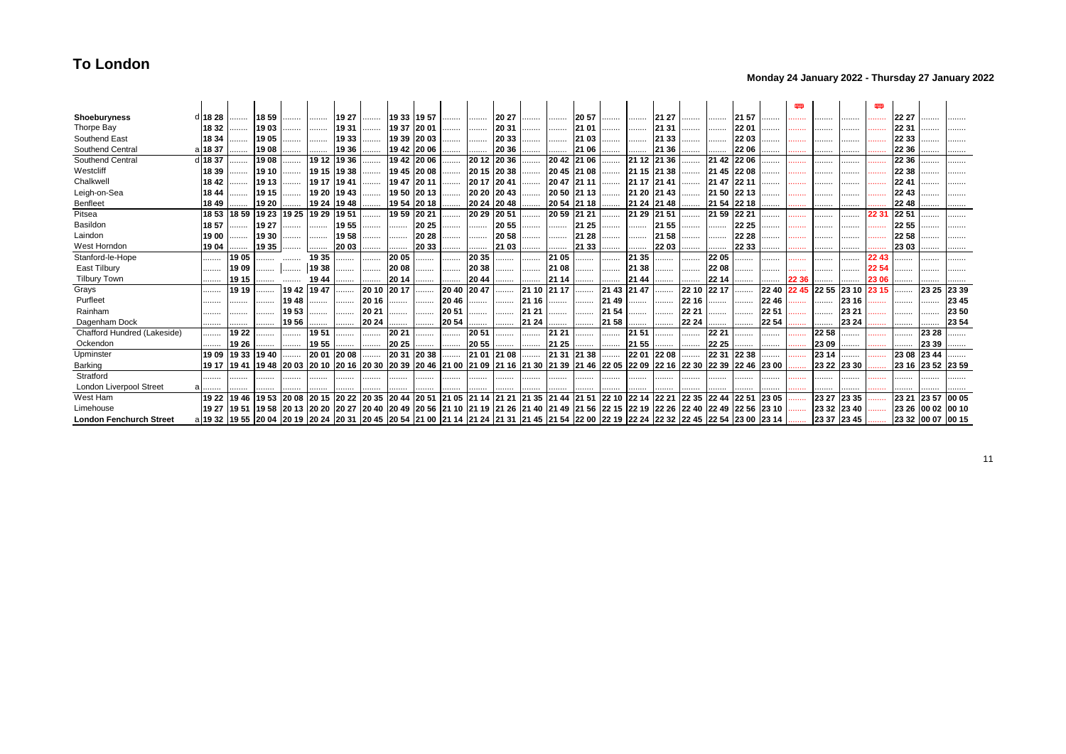# To London

**Monday 24 January 2022 - Thursday 27 January 2022**

| | | | | | | | | | | | | | | | | | | | | | | | | | | | | | | |
|---|---|---|---|---|---|---|---|---|---|---|---|---|---|---|---|---|---|---|---|---|---|---|---|---|---|---|---|---|---|---|
| | | | | | | | | | | | | | | | | | | | | | | | | Bus | | | Bus | | | |
| **Shoeburyness** | d | 18 28 | .... | 18 59 | .... | .... | 19 27 | .... | 19 33 | 19 57 | .... | .... | 20 27 | .... | .... | 20 57 | .... | .... | 21 27 | .... | .... | 21 57 | .... | .... | .... | .... | .... | 22 27 | .... | .... |
| Thorpe Bay | | 18 32 | .... | 19 03 | .... | .... | 19 31 | .... | 19 37 | 20 01 | .... | .... | 20 31 | .... | .... | 21 01 | .... | .... | 21 31 | .... | .... | 22 01 | .... | .... | .... | .... | .... | 22 31 | .... | .... |
| Southend East | | 18 34 | .... | 19 05 | .... | .... | 19 33 | .... | 19 39 | 20 03 | .... | .... | 20 33 | .... | .... | 21 03 | .... | .... | 21 33 | .... | .... | 22 03 | .... | .... | .... | .... | .... | 22 33 | .... | .... |
| Southend Central | a | 18 37 | .... | 19 08 | .... | .... | 19 36 | .... | 19 42 | 20 06 | .... | .... | 20 36 | .... | .... | 21 06 | .... | .... | 21 36 | .... | .... | 22 06 | .... | .... | .... | .... | .... | 22 36 | .... | .... |
| Southend Central | d | 18 37 | .... | 19 08 | .... | 19 12 | 19 36 | .... | 19 42 | 20 06 | .... | 20 12 | 20 36 | .... | 20 42 | 21 06 | .... | 21 12 | 21 36 | .... | 21 42 | 22 06 | .... | .... | .... | .... | .... | 22 36 | .... | .... |
| Westcliff | | 18 39 | .... | 19 10 | .... | 19 15 | 19 38 | .... | 19 45 | 20 08 | .... | 20 15 | 20 38 | .... | 20 45 | 21 08 | .... | 21 15 | 21 38 | .... | 21 45 | 22 08 | .... | .... | .... | .... | .... | 22 38 | .... | .... |
| Chalkwell | | 18 42 | .... | 19 13 | .... | 19 17 | 19 41 | .... | 19 47 | 20 11 | .... | 20 17 | 20 41 | .... | 20 47 | 21 11 | .... | 21 17 | 21 41 | .... | 21 47 | 22 11 | .... | .... | .... | .... | .... | 22 41 | .... | .... |
| Leigh-on-Sea | | 18 44 | .... | 19 15 | .... | 19 20 | 19 43 | .... | 19 50 | 20 13 | .... | 20 20 | 20 43 | .... | 20 50 | 21 13 | .... | 21 20 | 21 43 | .... | 21 50 | 22 13 | .... | .... | .... | .... | .... | 22 43 | .... | .... |
| Benfleet | | 18 49 | .... | 19 20 | .... | 19 24 | 19 48 | .... | 19 54 | 20 18 | .... | 20 24 | 20 48 | .... | 20 54 | 21 18 | .... | 21 24 | 21 48 | .... | 21 54 | 22 18 | .... | .... | .... | .... | .... | 22 48 | .... | .... |
| Pitsea | | 18 53 | 18 59 | 19 23 | 19 25 | 19 29 | 19 51 | .... | 19 59 | 20 21 | .... | 20 29 | 20 51 | .... | 20 59 | 21 21 | .... | 21 29 | 21 51 | .... | 21 59 | 22 21 | .... | .... | .... | .... | 22 31 | 22 51 | .... | .... |
| Basildon | | 18 57 | .... | 19 27 | .... | .... | 19 55 | .... | .... | 20 25 | .... | .... | 20 55 | .... | .... | 21 25 | .... | .... | 21 55 | .... | .... | 22 25 | .... | .... | .... | .... | .... | 22 55 | .... | .... |
| Laindon | | 19 00 | .... | 19 30 | .... | .... | 19 58 | .... | .... | 20 28 | .... | .... | 20 58 | .... | .... | 21 28 | .... | .... | 21 58 | .... | .... | 22 28 | .... | .... | .... | .... | .... | 22 58 | .... | .... |
| West Horndon | | 19 04 | .... | 19 35 | .... | .... | 20 03 | .... | .... | 20 33 | .... | .... | 21 03 | .... | .... | 21 33 | .... | .... | 22 03 | .... | .... | 22 33 | .... | .... | .... | .... | .... | 23 03 | .... | .... |
| Stanford-le-Hope | | .... | 19 05 | .... | .... | 19 35 | .... | .... | 20 05 | .... | .... | 20 35 | .... | .... | 21 05 | .... | .... | 21 35 | .... | .... | 22 05 | .... | .... | .... | .... | .... | 22 43 | .... | .... | .... |
| East Tilbury | | .... | 19 09 | .... | .... | 19 38 | .... | .... | 20 08 | .... | .... | 20 38 | .... | .... | 21 08 | .... | .... | 21 38 | .... | .... | 22 08 | .... | .... | .... | .... | .... | 22 54 | .... | .... | .... |
| Tilbury Town | | .... | 19 15 | .... | .... | 19 44 | .... | .... | 20 14 | .... | .... | 20 44 | .... | .... | 21 14 | .... | .... | 21 44 | .... | .... | 22 14 | .... | .... | 22 36 | .... | .... | 23 06 | .... | .... | .... |
| Grays | | .... | 19 19 | .... | 19 42 | 19 47 | .... | 20 10 | 20 17 | .... | 20 40 | 20 47 | .... | 21 10 | 21 17 | .... | 21 43 | 21 47 | .... | 22 10 | 22 17 | .... | 22 40 | 22 45 | 22 55 | 23 10 | 23 15 | .... | 23 25 | 23 39 |
| Purfleet | | .... | .... | .... | 19 48 | .... | .... | 20 16 | .... | .... | 20 46 | .... | .... | 21 16 | .... | .... | 21 49 | .... | .... | 22 16 | .... | .... | 22 46 | .... | .... | 23 16 | .... | .... | .... | 23 45 |
| Rainham | | .... | .... | .... | 19 53 | .... | .... | 20 21 | .... | .... | 20 51 | .... | .... | 21 21 | .... | .... | 21 54 | .... | .... | 22 21 | .... | .... | 22 51 | .... | .... | 23 21 | .... | .... | .... | 23 50 |
| Dagenham Dock | | .... | .... | .... | 19 56 | .... | .... | 20 24 | .... | .... | 20 54 | .... | .... | 21 24 | .... | .... | 21 58 | .... | .... | 22 24 | .... | .... | 22 54 | .... | .... | 23 24 | .... | .... | .... | 23 54 |
| Chafford Hundred (Lakeside) | | .... | 19 22 | .... | .... | 19 51 | .... | .... | 20 21 | .... | .... | 20 51 | .... | .... | 21 21 | .... | .... | 21 51 | .... | .... | 22 21 | .... | .... | .... | 22 58 | .... | .... | .... | 23 28 | .... |
| Ockendon | | .... | 19 26 | .... | .... | 19 55 | .... | .... | 20 25 | .... | .... | 20 55 | .... | .... | 21 25 | .... | .... | 21 55 | .... | .... | 22 25 | .... | .... | .... | 23 09 | .... | .... | .... | 23 39 | .... |
| Upminster | | 19 09 | 19 33 | 19 40 | .... | 20 01 | 20 08 | .... | 20 31 | 20 38 | .... | 21 01 | 21 08 | .... | 21 31 | 21 38 | .... | 22 01 | 22 08 | .... | 22 31 | 22 38 | .... | .... | 23 14 | .... | .... | 23 08 | 23 44 | .... |
| Barking | | 19 17 | 19 41 | 19 48 | 20 03 | 20 10 | 20 16 | 20 30 | 20 39 | 20 46 | 21 00 | 21 09 | 21 16 | 21 30 | 21 39 | 21 46 | 22 05 | 22 09 | 22 16 | 22 30 | 22 39 | 22 46 | 23 00 | .... | 23 22 | 23 30 | .... | 23 16 | 23 52 | 23 59 |
| Stratford | | .... | .... | .... | .... | .... | .... | .... | .... | .... | .... | .... | .... | .... | .... | .... | .... | .... | .... | .... | .... | .... | .... | .... | .... | .... | .... | .... | .... | .... |
| London Liverpool Street | a | .... | .... | .... | .... | .... | .... | .... | .... | .... | .... | .... | .... | .... | .... | .... | .... | .... | .... | .... | .... | .... | .... | .... | .... | .... | .... | .... | .... | .... |
| West Ham | | 19 22 | 19 46 | 19 53 | 20 08 | 20 15 | 20 22 | 20 35 | 20 44 | 20 51 | 21 05 | 21 14 | 21 21 | 21 35 | 21 44 | 21 51 | 22 10 | 22 14 | 22 21 | 22 35 | 22 44 | 22 51 | 23 05 | .... | 23 27 | 23 35 | .... | 23 21 | 23 57 | 00 05 |
| Limehouse | | 19 27 | 19 51 | 19 58 | 20 13 | 20 20 | 20 27 | 20 40 | 20 49 | 20 56 | 21 10 | 21 19 | 21 26 | 21 40 | 21 49 | 21 56 | 22 15 | 22 19 | 22 26 | 22 40 | 22 49 | 22 56 | 23 10 | .... | 23 32 | 23 40 | .... | 23 26 | 00 02 | 00 10 |
| **London Fenchurch Street** | a | 19 32 | 19 55 | 20 04 | 20 19 | 20 24 | 20 31 | 20 45 | 20 54 | 21 00 | 21 14 | 21 24 | 21 31 | 21 45 | 21 54 | 22 00 | 22 19 | 22 24 | 22 32 | 22 45 | 22 54 | 23 00 | 23 14 | .... | 23 37 | 23 45 | .... | 23 32 | 00 07 | 00 15 |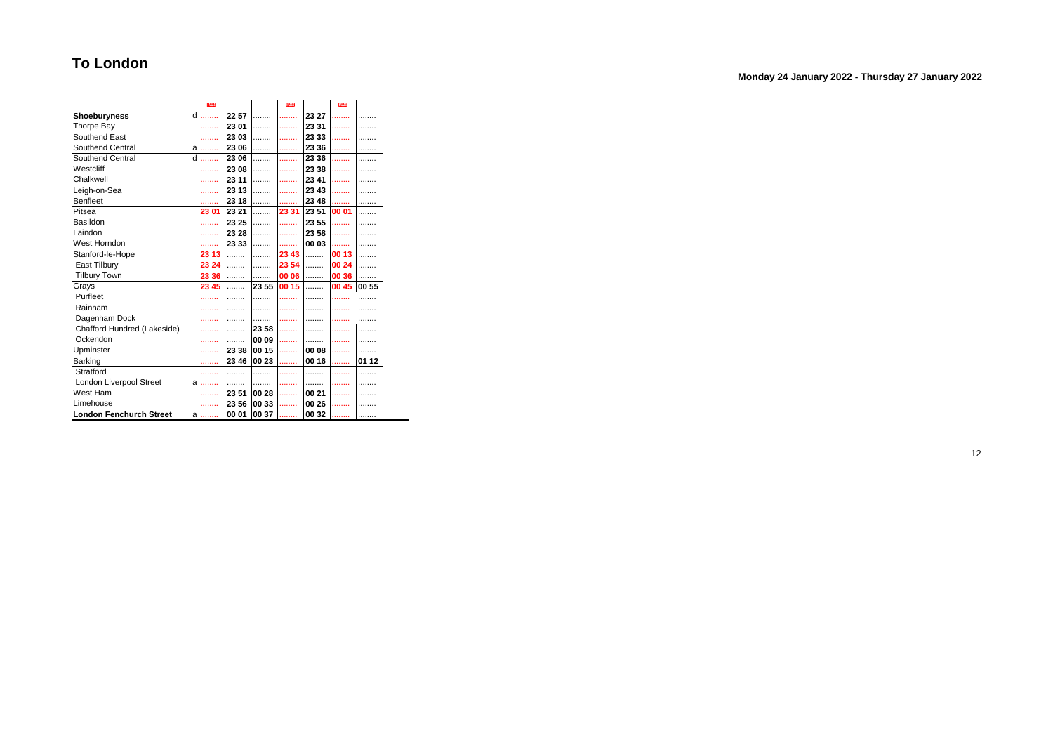# To London

**Monday 24 January 2022 - Thursday 27 January 2022**

| | | | | | | | | |
|---|---|---|---|---|---|---|---|---|
| | | 🚌 | | | 🚌 | | 🚌 | |
| **Shoeburyness** | d | ........ | 22 57 | ........ | ........ | 23 27 | ........ | ........ |
| Thorpe Bay | | ........ | 23 01 | ........ | ........ | 23 31 | ........ | ........ |
| Southend East | | ........ | 23 03 | ........ | ........ | 23 33 | ........ | ........ |
| Southend Central | a | ........ | 23 06 | ........ | ........ | 23 36 | ........ | ........ |
| Southend Central | d | ........ | 23 06 | ........ | ........ | 23 36 | ........ | ........ |
| Westcliff | | ........ | 23 08 | ........ | ........ | 23 38 | ........ | ........ |
| Chalkwell | | ........ | 23 11 | ........ | ........ | 23 41 | ........ | ........ |
| Leigh-on-Sea | | ........ | 23 13 | ........ | ........ | 23 43 | ........ | ........ |
| Benfleet | | ........ | 23 18 | ........ | ........ | 23 48 | ........ | ........ |
| Pitsea | | 23 01 | 23 21 | ........ | 23 31 | 23 51 | 00 01 | ........ |
| Basildon | | ........ | 23 25 | ........ | ........ | 23 55 | ........ | ........ |
| Laindon | | ........ | 23 28 | ........ | ........ | 23 58 | ........ | ........ |
| West Horndon | | ........ | 23 33 | ........ | ........ | 00 03 | ........ | ........ |
| Stanford-le-Hope | | 23 13 | ........ | ........ | 23 43 | ........ | 00 13 | ........ |
| East Tilbury | | 23 24 | ........ | ........ | 23 54 | ........ | 00 24 | ........ |
| Tilbury Town | | 23 36 | ........ | ........ | 00 06 | ........ | 00 36 | ........ |
| Grays | | 23 45 | ........ | 23 55 | 00 15 | ........ | 00 45 | 00 55 |
| Purfleet | | ........ | ........ | ........ | ........ | ........ | ........ | ........ |
| Rainham | | ........ | ........ | ........ | ........ | ........ | ........ | ........ |
| Dagenham Dock | | ........ | ........ | ........ | ........ | ........ | ........ | ........ |
| Chafford Hundred (Lakeside) | | ........ | ........ | 23 58 | ........ | ........ | ........ | ........ |
| Ockendon | | ........ | ........ | 00 09 | ........ | ........ | ........ | ........ |
| Upminster | | ........ | 23 38 | 00 15 | ........ | 00 08 | ........ | ........ |
| Barking | | ........ | 23 46 | 00 23 | ........ | 00 16 | ........ | 01 12 |
| Stratford | | ........ | ........ | ........ | ........ | ........ | ........ | ........ |
| London Liverpool Street | a | ........ | ........ | ........ | ........ | ........ | ........ | ........ |
| West Ham | | ........ | 23 51 | 00 28 | ........ | 00 21 | ........ | ........ |
| Limehouse | | ........ | 23 56 | 00 33 | ........ | 00 26 | ........ | ........ |
| **London Fenchurch Street** | a | ........ | 00 01 | 00 37 | ........ | 00 32 | ........ | ........ |